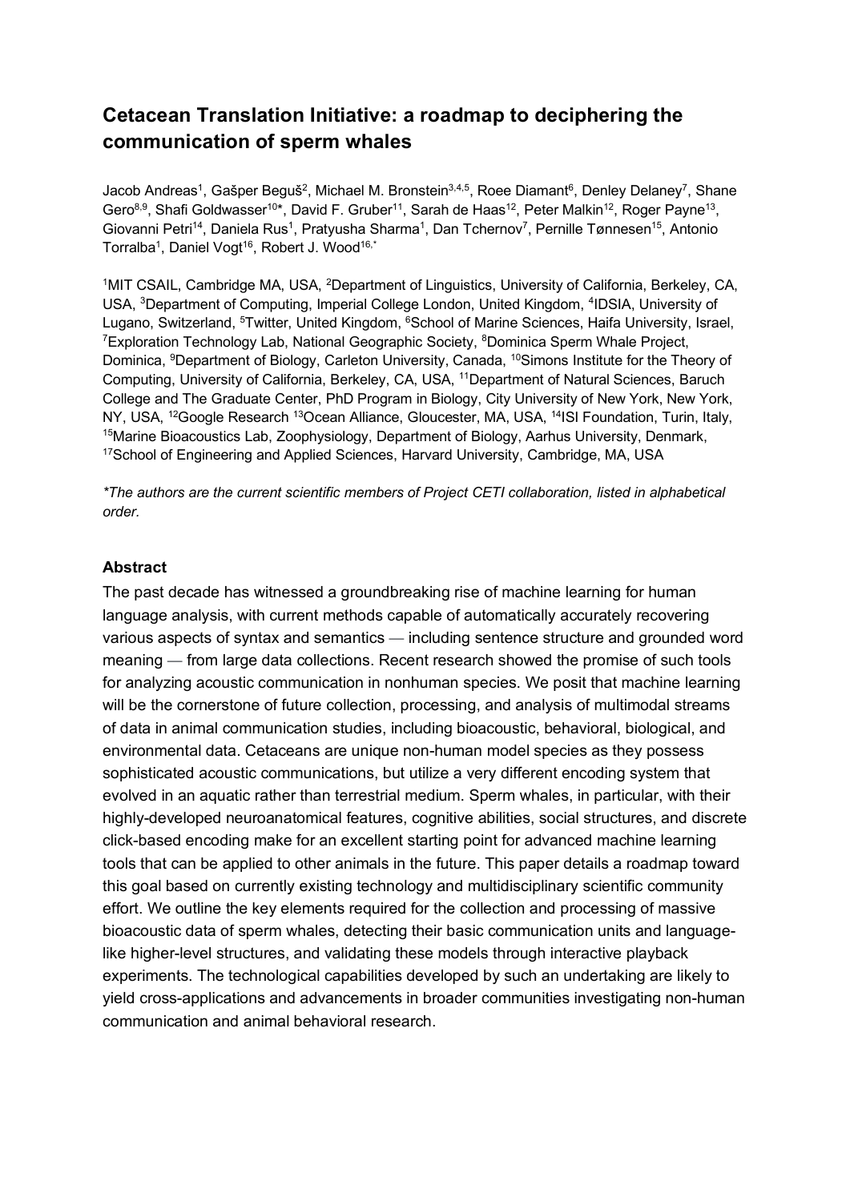# Cetacean Translation Initiative: a roadmap to deciphering the communication of sperm whales

Jacob Andreas[1], Gašper Beguš[2], Michael M. Bronstein[3,4,5], Roee Diamant[6], Denley Delaney[7], Shane Gero[8,9], Shafi Goldwasser[10*], David F. Gruber[11], Sarah de Haas[12], Peter Malkin[12], Roger Payne[13], Giovanni Petri[14], Daniela Rus[1], Pratyusha Sharma[1], Dan Tchernov[7], Pernille Tønnesen[15], Antonio Torralba[1], Daniel Vogt[16], Robert J. Wood[16,*]

[1]MIT CSAIL, Cambridge MA, USA, [2]Department of Linguistics, University of California, Berkeley, CA, USA, [3]Department of Computing, Imperial College London, United Kingdom, [4]IDSIA, University of Lugano, Switzerland, [5]Twitter, United Kingdom, [6]School of Marine Sciences, Haifa University, Israel, [7]Exploration Technology Lab, National Geographic Society, [8]Dominica Sperm Whale Project, Dominica, [9]Department of Biology, Carleton University, Canada, [10]Simons Institute for the Theory of Computing, University of California, Berkeley, CA, USA, [11]Department of Natural Sciences, Baruch College and The Graduate Center, PhD Program in Biology, City University of New York, New York, NY, USA, [12]Google Research [13]Ocean Alliance, Gloucester, MA, USA, [14]ISI Foundation, Turin, Italy, [15]Marine Bioacoustics Lab, Zoophysiology, Department of Biology, Aarhus University, Denmark, [17]School of Engineering and Applied Sciences, Harvard University, Cambridge, MA, USA

*\*The authors are the current scientific members of Project CETI collaboration, listed in alphabetical order.*

### Abstract

The past decade has witnessed a groundbreaking rise of machine learning for human language analysis, with current methods capable of automatically accurately recovering various aspects of syntax and semantics — including sentence structure and grounded word meaning — from large data collections. Recent research showed the promise of such tools for analyzing acoustic communication in nonhuman species. We posit that machine learning will be the cornerstone of future collection, processing, and analysis of multimodal streams of data in animal communication studies, including bioacoustic, behavioral, biological, and environmental data. Cetaceans are unique non-human model species as they possess sophisticated acoustic communications, but utilize a very different encoding system that evolved in an aquatic rather than terrestrial medium. Sperm whales, in particular, with their highly-developed neuroanatomical features, cognitive abilities, social structures, and discrete click-based encoding make for an excellent starting point for advanced machine learning tools that can be applied to other animals in the future. This paper details a roadmap toward this goal based on currently existing technology and multidisciplinary scientific community effort. We outline the key elements required for the collection and processing of massive bioacoustic data of sperm whales, detecting their basic communication units and language-like higher-level structures, and validating these models through interactive playback experiments. The technological capabilities developed by such an undertaking are likely to yield cross-applications and advancements in broader communities investigating non-human communication and animal behavioral research.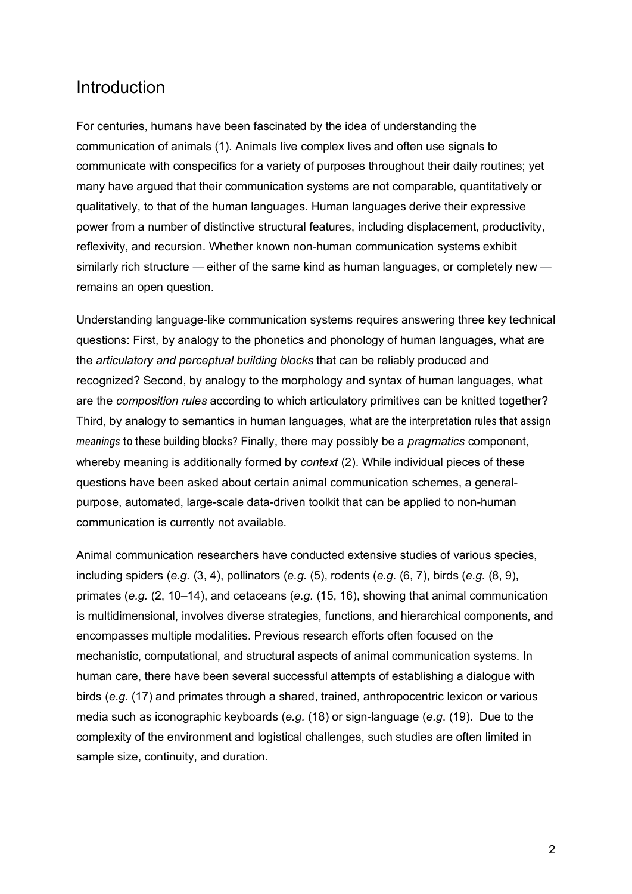## Introduction

For centuries, humans have been fascinated by the idea of understanding the communication of animals (1). Animals live complex lives and often use signals to communicate with conspecifics for a variety of purposes throughout their daily routines; yet many have argued that their communication systems are not comparable, quantitatively or qualitatively, to that of the human languages. Human languages derive their expressive power from a number of distinctive structural features, including displacement, productivity, reflexivity, and recursion. Whether known non-human communication systems exhibit similarly rich structure — either of the same kind as human languages, or completely new — remains an open question.

Understanding language-like communication systems requires answering three key technical questions: First, by analogy to the phonetics and phonology of human languages, what are the *articulatory and perceptual building blocks* that can be reliably produced and recognized? Second, by analogy to the morphology and syntax of human languages, what are the *composition rules* according to which articulatory primitives can be knitted together? Third, by analogy to semantics in human languages, what are the interpretation rules that assign *meanings* to these building blocks? Finally, there may possibly be a *pragmatics* component, whereby meaning is additionally formed by *context* (2). While individual pieces of these questions have been asked about certain animal communication schemes, a general-purpose, automated, large-scale data-driven toolkit that can be applied to non-human communication is currently not available.

Animal communication researchers have conducted extensive studies of various species, including spiders (*e.g.* (3, 4), pollinators (*e.g.* (5), rodents (*e.g.* (6, 7), birds (*e.g.* (8, 9), primates (*e.g.* (2, 10–14), and cetaceans (*e.g.* (15, 16), showing that animal communication is multidimensional, involves diverse strategies, functions, and hierarchical components, and encompasses multiple modalities. Previous research efforts often focused on the mechanistic, computational, and structural aspects of animal communication systems. In human care, there have been several successful attempts of establishing a dialogue with birds (*e.g.* (17) and primates through a shared, trained, anthropocentric lexicon or various media such as iconographic keyboards (*e.g.* (18) or sign-language (*e.g.* (19). Due to the complexity of the environment and logistical challenges, such studies are often limited in sample size, continuity, and duration.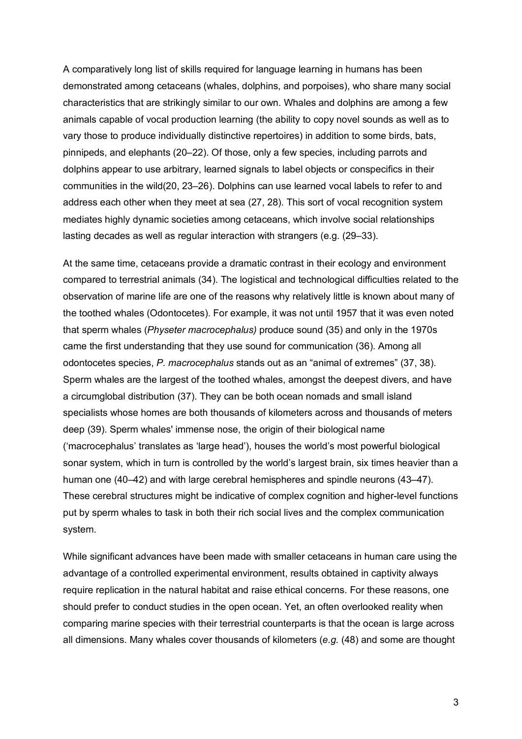A comparatively long list of skills required for language learning in humans has been demonstrated among cetaceans (whales, dolphins, and porpoises), who share many social characteristics that are strikingly similar to our own. Whales and dolphins are among a few animals capable of vocal production learning (the ability to copy novel sounds as well as to vary those to produce individually distinctive repertoires) in addition to some birds, bats, pinnipeds, and elephants (20–22). Of those, only a few species, including parrots and dolphins appear to use arbitrary, learned signals to label objects or conspecifics in their communities in the wild(20, 23–26). Dolphins can use learned vocal labels to refer to and address each other when they meet at sea (27, 28). This sort of vocal recognition system mediates highly dynamic societies among cetaceans, which involve social relationships lasting decades as well as regular interaction with strangers (e.g. (29–33).

At the same time, cetaceans provide a dramatic contrast in their ecology and environment compared to terrestrial animals (34). The logistical and technological difficulties related to the observation of marine life are one of the reasons why relatively little is known about many of the toothed whales (Odontocetes). For example, it was not until 1957 that it was even noted that sperm whales (*Physeter macrocephalus)* produce sound (35) and only in the 1970s came the first understanding that they use sound for communication (36). Among all odontocetes species, *P. macrocephalus* stands out as an "animal of extremes" (37, 38). Sperm whales are the largest of the toothed whales, amongst the deepest divers, and have a circumglobal distribution (37). They can be both ocean nomads and small island specialists whose homes are both thousands of kilometers across and thousands of meters deep (39). Sperm whales' immense nose, the origin of their biological name ('macrocephalus' translates as 'large head'), houses the world's most powerful biological sonar system, which in turn is controlled by the world's largest brain, six times heavier than a human one (40–42) and with large cerebral hemispheres and spindle neurons (43–47). These cerebral structures might be indicative of complex cognition and higher-level functions put by sperm whales to task in both their rich social lives and the complex communication system.

While significant advances have been made with smaller cetaceans in human care using the advantage of a controlled experimental environment, results obtained in captivity always require replication in the natural habitat and raise ethical concerns. For these reasons, one should prefer to conduct studies in the open ocean. Yet, an often overlooked reality when comparing marine species with their terrestrial counterparts is that the ocean is large across all dimensions. Many whales cover thousands of kilometers (*e.g.* (48) and some are thought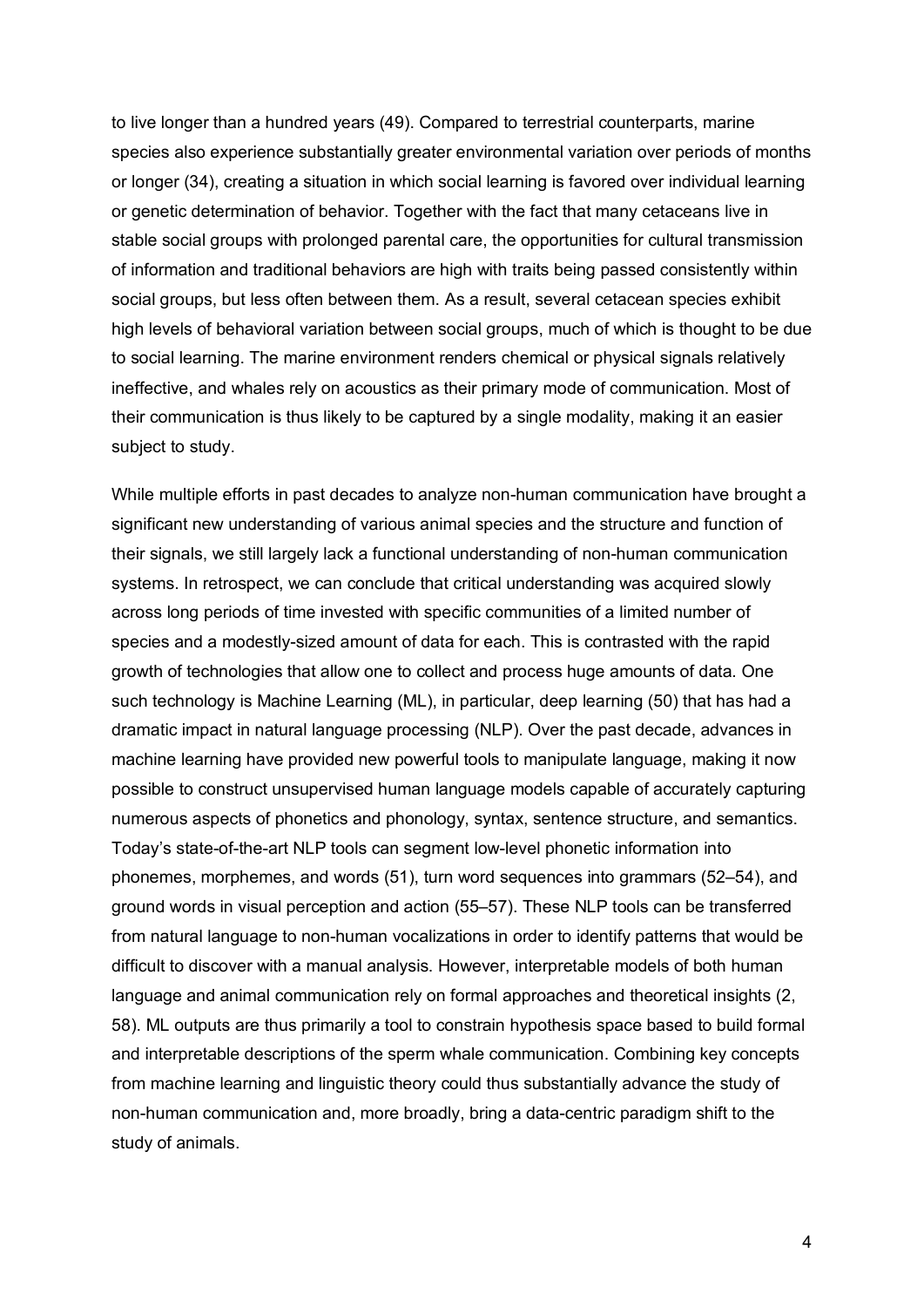to live longer than a hundred years (49). Compared to terrestrial counterparts, marine species also experience substantially greater environmental variation over periods of months or longer (34), creating a situation in which social learning is favored over individual learning or genetic determination of behavior. Together with the fact that many cetaceans live in stable social groups with prolonged parental care, the opportunities for cultural transmission of information and traditional behaviors are high with traits being passed consistently within social groups, but less often between them. As a result, several cetacean species exhibit high levels of behavioral variation between social groups, much of which is thought to be due to social learning. The marine environment renders chemical or physical signals relatively ineffective, and whales rely on acoustics as their primary mode of communication. Most of their communication is thus likely to be captured by a single modality, making it an easier subject to study.

While multiple efforts in past decades to analyze non-human communication have brought a significant new understanding of various animal species and the structure and function of their signals, we still largely lack a functional understanding of non-human communication systems. In retrospect, we can conclude that critical understanding was acquired slowly across long periods of time invested with specific communities of a limited number of species and a modestly-sized amount of data for each. This is contrasted with the rapid growth of technologies that allow one to collect and process huge amounts of data. One such technology is Machine Learning (ML), in particular, deep learning (50) that has had a dramatic impact in natural language processing (NLP). Over the past decade, advances in machine learning have provided new powerful tools to manipulate language, making it now possible to construct unsupervised human language models capable of accurately capturing numerous aspects of phonetics and phonology, syntax, sentence structure, and semantics. Today's state-of-the-art NLP tools can segment low-level phonetic information into phonemes, morphemes, and words (51), turn word sequences into grammars (52–54), and ground words in visual perception and action (55–57). These NLP tools can be transferred from natural language to non-human vocalizations in order to identify patterns that would be difficult to discover with a manual analysis. However, interpretable models of both human language and animal communication rely on formal approaches and theoretical insights (2, 58). ML outputs are thus primarily a tool to constrain hypothesis space based to build formal and interpretable descriptions of the sperm whale communication. Combining key concepts from machine learning and linguistic theory could thus substantially advance the study of non-human communication and, more broadly, bring a data-centric paradigm shift to the study of animals.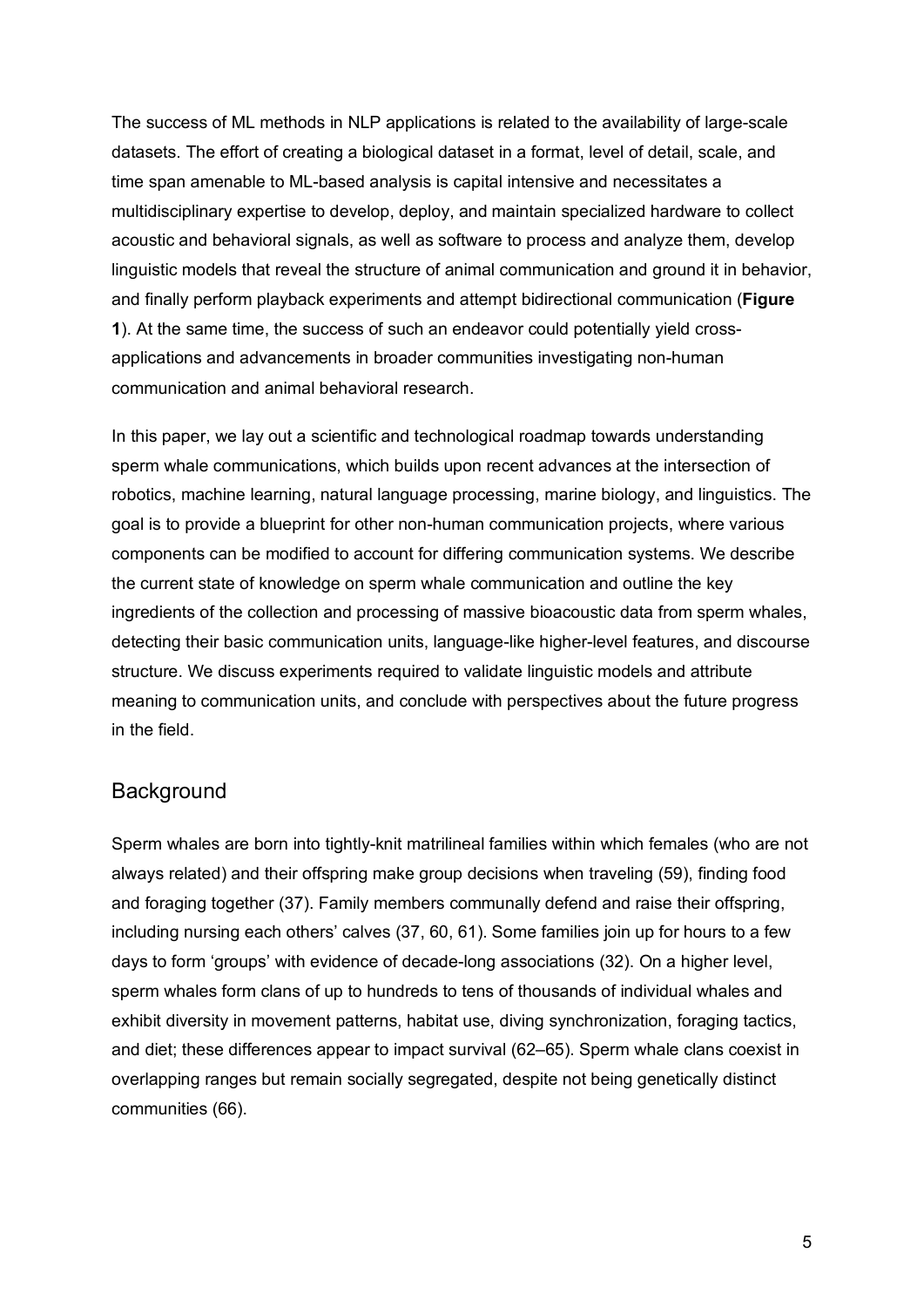The success of ML methods in NLP applications is related to the availability of large-scale datasets. The effort of creating a biological dataset in a format, level of detail, scale, and time span amenable to ML-based analysis is capital intensive and necessitates a multidisciplinary expertise to develop, deploy, and maintain specialized hardware to collect acoustic and behavioral signals, as well as software to process and analyze them, develop linguistic models that reveal the structure of animal communication and ground it in behavior, and finally perform playback experiments and attempt bidirectional communication (**Figure 1**). At the same time, the success of such an endeavor could potentially yield cross-applications and advancements in broader communities investigating non-human communication and animal behavioral research.

In this paper, we lay out a scientific and technological roadmap towards understanding sperm whale communications, which builds upon recent advances at the intersection of robotics, machine learning, natural language processing, marine biology, and linguistics. The goal is to provide a blueprint for other non-human communication projects, where various components can be modified to account for differing communication systems. We describe the current state of knowledge on sperm whale communication and outline the key ingredients of the collection and processing of massive bioacoustic data from sperm whales, detecting their basic communication units, language-like higher-level features, and discourse structure. We discuss experiments required to validate linguistic models and attribute meaning to communication units, and conclude with perspectives about the future progress in the field.

## Background

Sperm whales are born into tightly-knit matrilineal families within which females (who are not always related) and their offspring make group decisions when traveling (59), finding food and foraging together (37). Family members communally defend and raise their offspring, including nursing each others' calves (37, 60, 61). Some families join up for hours to a few days to form 'groups' with evidence of decade-long associations (32). On a higher level, sperm whales form clans of up to hundreds to tens of thousands of individual whales and exhibit diversity in movement patterns, habitat use, diving synchronization, foraging tactics, and diet; these differences appear to impact survival (62–65). Sperm whale clans coexist in overlapping ranges but remain socially segregated, despite not being genetically distinct communities (66).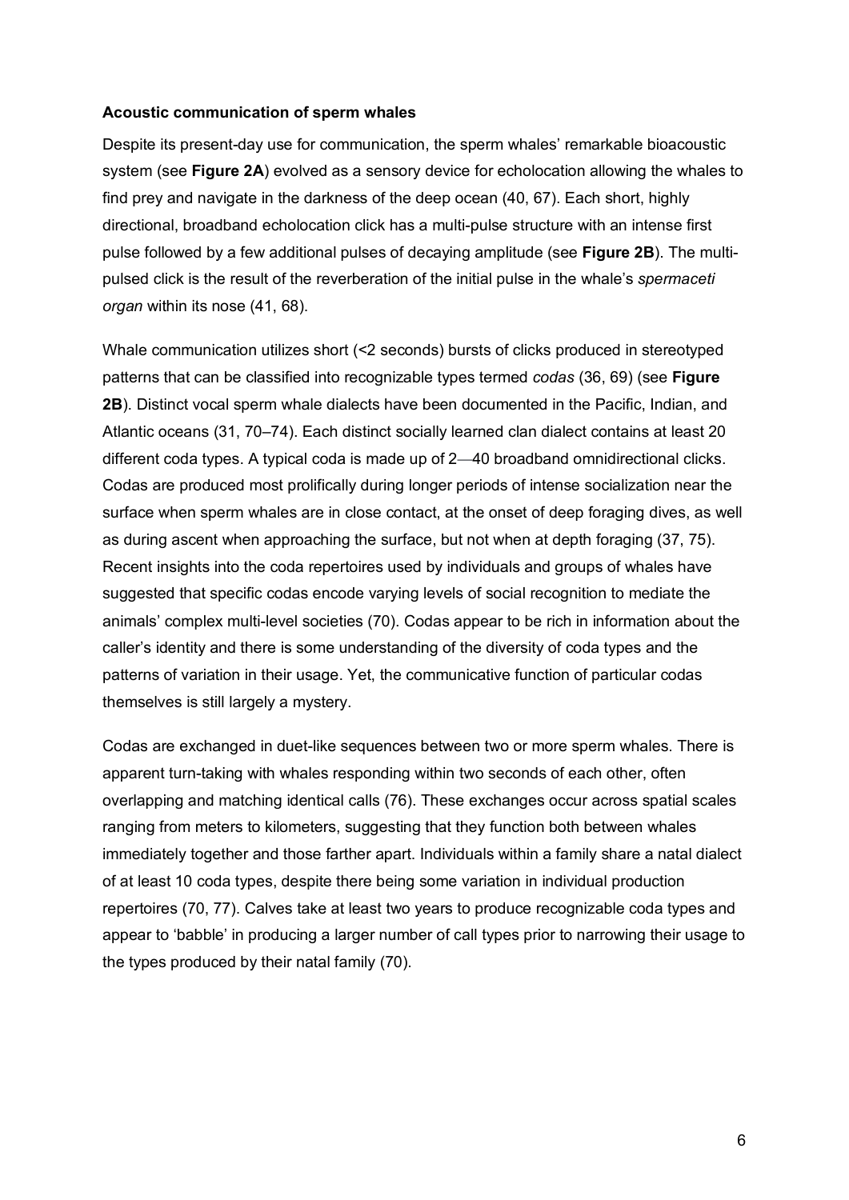**Acoustic communication of sperm whales**

Despite its present-day use for communication, the sperm whales' remarkable bioacoustic system (see **Figure 2A**) evolved as a sensory device for echolocation allowing the whales to find prey and navigate in the darkness of the deep ocean (40, 67). Each short, highly directional, broadband echolocation click has a multi-pulse structure with an intense first pulse followed by a few additional pulses of decaying amplitude (see **Figure 2B**). The multi-pulsed click is the result of the reverberation of the initial pulse in the whale's *spermaceti organ* within its nose (41, 68).

Whale communication utilizes short (<2 seconds) bursts of clicks produced in stereotyped patterns that can be classified into recognizable types termed *codas* (36, 69) (see **Figure 2B**). Distinct vocal sperm whale dialects have been documented in the Pacific, Indian, and Atlantic oceans (31, 70–74). Each distinct socially learned clan dialect contains at least 20 different coda types. A typical coda is made up of 2—40 broadband omnidirectional clicks. Codas are produced most prolifically during longer periods of intense socialization near the surface when sperm whales are in close contact, at the onset of deep foraging dives, as well as during ascent when approaching the surface, but not when at depth foraging (37, 75). Recent insights into the coda repertoires used by individuals and groups of whales have suggested that specific codas encode varying levels of social recognition to mediate the animals' complex multi-level societies (70). Codas appear to be rich in information about the caller's identity and there is some understanding of the diversity of coda types and the patterns of variation in their usage. Yet, the communicative function of particular codas themselves is still largely a mystery.

Codas are exchanged in duet-like sequences between two or more sperm whales. There is apparent turn-taking with whales responding within two seconds of each other, often overlapping and matching identical calls (76). These exchanges occur across spatial scales ranging from meters to kilometers, suggesting that they function both between whales immediately together and those farther apart. Individuals within a family share a natal dialect of at least 10 coda types, despite there being some variation in individual production repertoires (70, 77). Calves take at least two years to produce recognizable coda types and appear to 'babble' in producing a larger number of call types prior to narrowing their usage to the types produced by their natal family (70).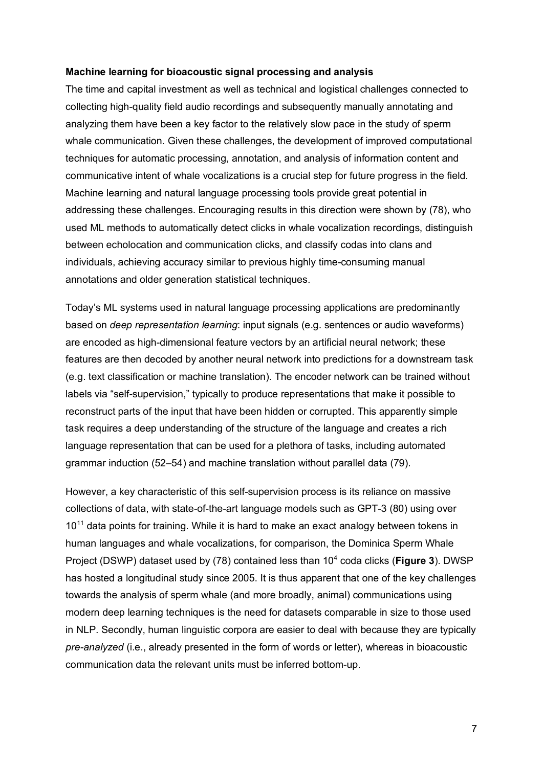**Machine learning for bioacoustic signal processing and analysis**

The time and capital investment as well as technical and logistical challenges connected to collecting high-quality field audio recordings and subsequently manually annotating and analyzing them have been a key factor to the relatively slow pace in the study of sperm whale communication. Given these challenges, the development of improved computational techniques for automatic processing, annotation, and analysis of information content and communicative intent of whale vocalizations is a crucial step for future progress in the field. Machine learning and natural language processing tools provide great potential in addressing these challenges. Encouraging results in this direction were shown by (78), who used ML methods to automatically detect clicks in whale vocalization recordings, distinguish between echolocation and communication clicks, and classify codas into clans and individuals, achieving accuracy similar to previous highly time-consuming manual annotations and older generation statistical techniques.

Today's ML systems used in natural language processing applications are predominantly based on *deep representation learning*: input signals (e.g. sentences or audio waveforms) are encoded as high-dimensional feature vectors by an artificial neural network; these features are then decoded by another neural network into predictions for a downstream task (e.g. text classification or machine translation). The encoder network can be trained without labels via "self-supervision," typically to produce representations that make it possible to reconstruct parts of the input that have been hidden or corrupted. This apparently simple task requires a deep understanding of the structure of the language and creates a rich language representation that can be used for a plethora of tasks, including automated grammar induction (52–54) and machine translation without parallel data (79).

However, a key characteristic of this self-supervision process is its reliance on massive collections of data, with state-of-the-art language models such as GPT-3 (80) using over $10^{11}$ data points for training. While it is hard to make an exact analogy between tokens in human languages and whale vocalizations, for comparison, the Dominica Sperm Whale Project (DSWP) dataset used by (78) contained less than $10^4$ coda clicks (**Figure 3**). DWSP has hosted a longitudinal study since 2005. It is thus apparent that one of the key challenges towards the analysis of sperm whale (and more broadly, animal) communications using modern deep learning techniques is the need for datasets comparable in size to those used in NLP. Secondly, human linguistic corpora are easier to deal with because they are typically *pre-analyzed* (i.e., already presented in the form of words or letter), whereas in bioacoustic communication data the relevant units must be inferred bottom-up.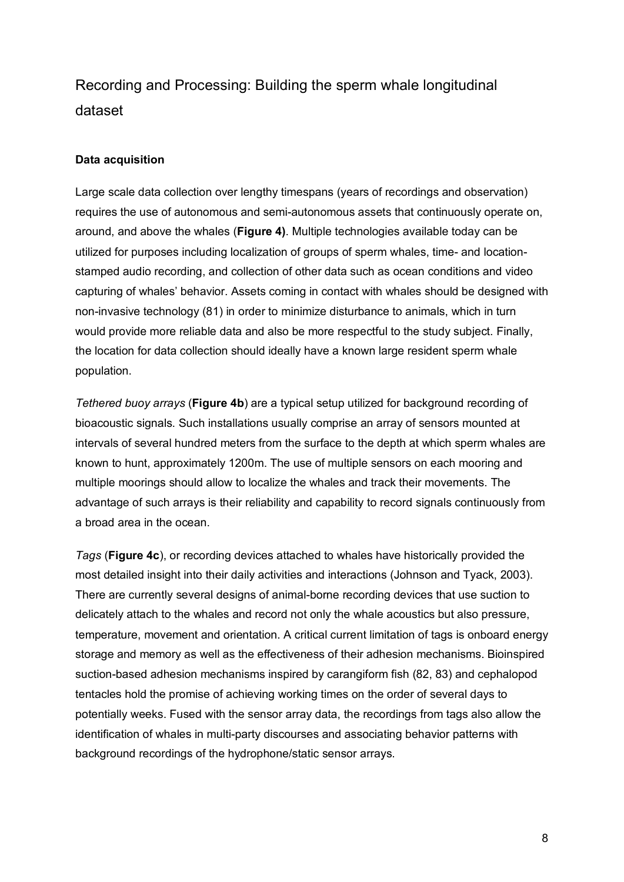## Recording and Processing: Building the sperm whale longitudinal dataset

### Data acquisition

Large scale data collection over lengthy timespans (years of recordings and observation) requires the use of autonomous and semi-autonomous assets that continuously operate on, around, and above the whales (**Figure 4)**. Multiple technologies available today can be utilized for purposes including localization of groups of sperm whales, time- and location-stamped audio recording, and collection of other data such as ocean conditions and video capturing of whales' behavior. Assets coming in contact with whales should be designed with non-invasive technology (81) in order to minimize disturbance to animals, which in turn would provide more reliable data and also be more respectful to the study subject. Finally, the location for data collection should ideally have a known large resident sperm whale population.

*Tethered buoy arrays* (**Figure 4b**) are a typical setup utilized for background recording of bioacoustic signals. Such installations usually comprise an array of sensors mounted at intervals of several hundred meters from the surface to the depth at which sperm whales are known to hunt, approximately 1200m. The use of multiple sensors on each mooring and multiple moorings should allow to localize the whales and track their movements. The advantage of such arrays is their reliability and capability to record signals continuously from a broad area in the ocean.

*Tags* (**Figure 4c**), or recording devices attached to whales have historically provided the most detailed insight into their daily activities and interactions (Johnson and Tyack, 2003). There are currently several designs of animal-borne recording devices that use suction to delicately attach to the whales and record not only the whale acoustics but also pressure, temperature, movement and orientation. A critical current limitation of tags is onboard energy storage and memory as well as the effectiveness of their adhesion mechanisms. Bioinspired suction-based adhesion mechanisms inspired by carangiform fish (82, 83) and cephalopod tentacles hold the promise of achieving working times on the order of several days to potentially weeks. Fused with the sensor array data, the recordings from tags also allow the identification of whales in multi-party discourses and associating behavior patterns with background recordings of the hydrophone/static sensor arrays.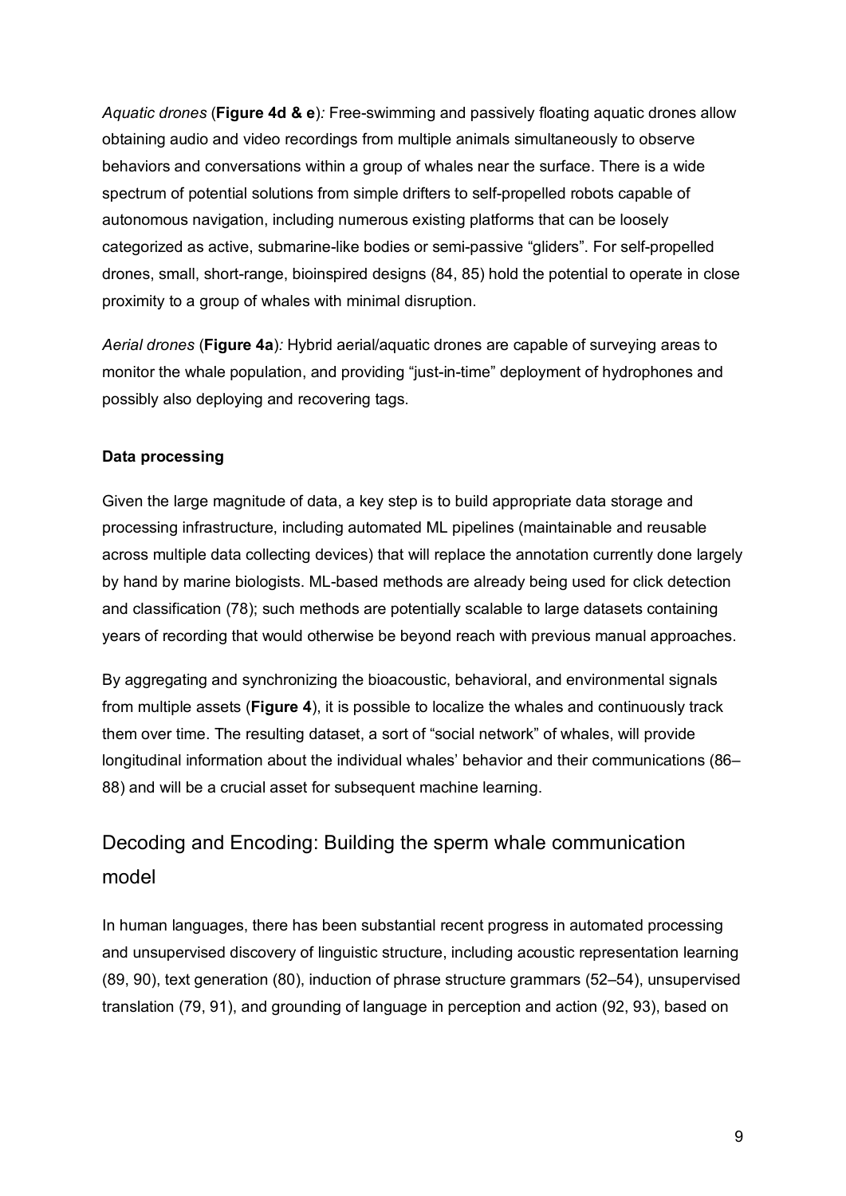*Aquatic drones* (**Figure 4d & e**)*:* Free-swimming and passively floating aquatic drones allow obtaining audio and video recordings from multiple animals simultaneously to observe behaviors and conversations within a group of whales near the surface. There is a wide spectrum of potential solutions from simple drifters to self-propelled robots capable of autonomous navigation, including numerous existing platforms that can be loosely categorized as active, submarine-like bodies or semi-passive "gliders". For self-propelled drones, small, short-range, bioinspired designs (84, 85) hold the potential to operate in close proximity to a group of whales with minimal disruption.

*Aerial drones* (**Figure 4a**)*:* Hybrid aerial/aquatic drones are capable of surveying areas to monitor the whale population, and providing "just-in-time" deployment of hydrophones and possibly also deploying and recovering tags.

**Data processing**

Given the large magnitude of data, a key step is to build appropriate data storage and processing infrastructure, including automated ML pipelines (maintainable and reusable across multiple data collecting devices) that will replace the annotation currently done largely by hand by marine biologists. ML-based methods are already being used for click detection and classification (78); such methods are potentially scalable to large datasets containing years of recording that would otherwise be beyond reach with previous manual approaches.

By aggregating and synchronizing the bioacoustic, behavioral, and environmental signals from multiple assets (**Figure 4**), it is possible to localize the whales and continuously track them over time. The resulting dataset, a sort of "social network" of whales, will provide longitudinal information about the individual whales' behavior and their communications (86–88) and will be a crucial asset for subsequent machine learning.

## Decoding and Encoding: Building the sperm whale communication model

In human languages, there has been substantial recent progress in automated processing and unsupervised discovery of linguistic structure, including acoustic representation learning (89, 90), text generation (80), induction of phrase structure grammars (52–54), unsupervised translation (79, 91), and grounding of language in perception and action (92, 93), based on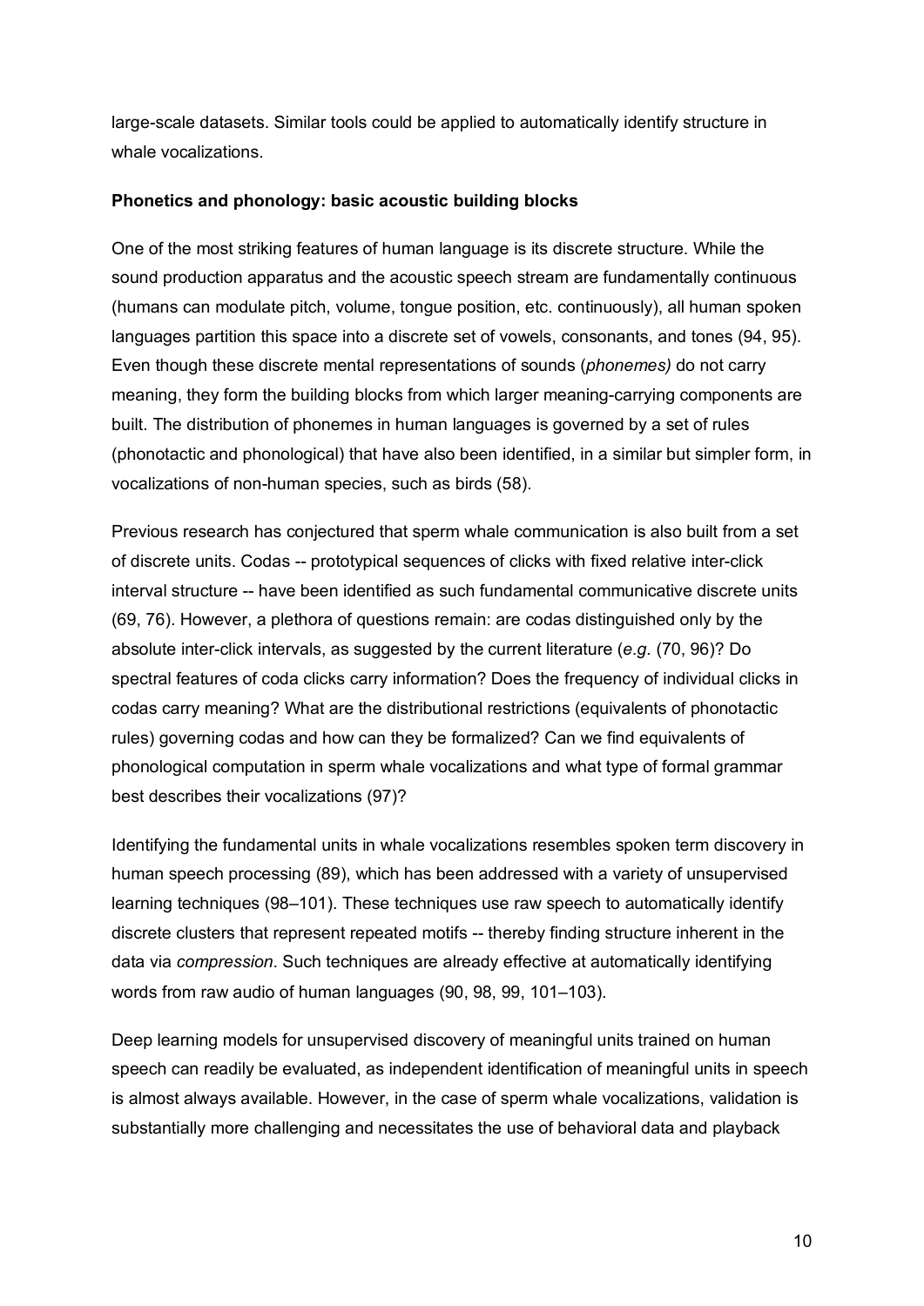large-scale datasets. Similar tools could be applied to automatically identify structure in whale vocalizations.

**Phonetics and phonology: basic acoustic building blocks**

One of the most striking features of human language is its discrete structure. While the sound production apparatus and the acoustic speech stream are fundamentally continuous (humans can modulate pitch, volume, tongue position, etc. continuously), all human spoken languages partition this space into a discrete set of vowels, consonants, and tones (94, 95). Even though these discrete mental representations of sounds (*phonemes)* do not carry meaning, they form the building blocks from which larger meaning-carrying components are built. The distribution of phonemes in human languages is governed by a set of rules (phonotactic and phonological) that have also been identified, in a similar but simpler form, in vocalizations of non-human species, such as birds (58).

Previous research has conjectured that sperm whale communication is also built from a set of discrete units. Codas -- prototypical sequences of clicks with fixed relative inter-click interval structure -- have been identified as such fundamental communicative discrete units (69, 76). However, a plethora of questions remain: are codas distinguished only by the absolute inter-click intervals, as suggested by the current literature (*e.g.* (70, 96)? Do spectral features of coda clicks carry information? Does the frequency of individual clicks in codas carry meaning? What are the distributional restrictions (equivalents of phonotactic rules) governing codas and how can they be formalized? Can we find equivalents of phonological computation in sperm whale vocalizations and what type of formal grammar best describes their vocalizations (97)?

Identifying the fundamental units in whale vocalizations resembles spoken term discovery in human speech processing (89), which has been addressed with a variety of unsupervised learning techniques (98–101). These techniques use raw speech to automatically identify discrete clusters that represent repeated motifs -- thereby finding structure inherent in the data via *compression*. Such techniques are already effective at automatically identifying words from raw audio of human languages (90, 98, 99, 101–103).

Deep learning models for unsupervised discovery of meaningful units trained on human speech can readily be evaluated, as independent identification of meaningful units in speech is almost always available. However, in the case of sperm whale vocalizations, validation is substantially more challenging and necessitates the use of behavioral data and playback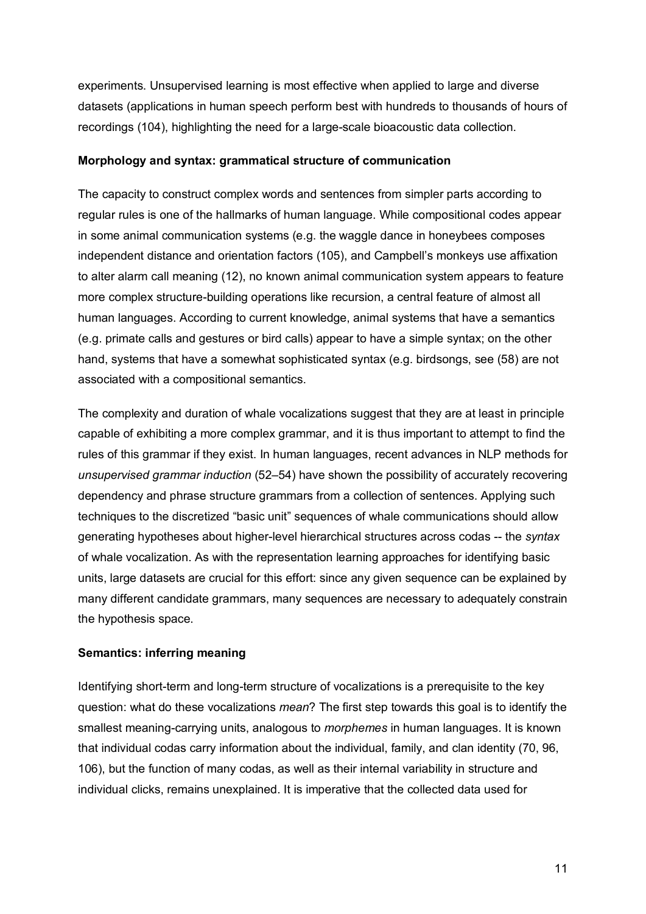experiments. Unsupervised learning is most effective when applied to large and diverse datasets (applications in human speech perform best with hundreds to thousands of hours of recordings (104), highlighting the need for a large-scale bioacoustic data collection.

**Morphology and syntax: grammatical structure of communication**

The capacity to construct complex words and sentences from simpler parts according to regular rules is one of the hallmarks of human language. While compositional codes appear in some animal communication systems (e.g. the waggle dance in honeybees composes independent distance and orientation factors (105), and Campbell's monkeys use affixation to alter alarm call meaning (12), no known animal communication system appears to feature more complex structure-building operations like recursion, a central feature of almost all human languages. According to current knowledge, animal systems that have a semantics (e.g. primate calls and gestures or bird calls) appear to have a simple syntax; on the other hand, systems that have a somewhat sophisticated syntax (e.g. birdsongs, see (58) are not associated with a compositional semantics.

The complexity and duration of whale vocalizations suggest that they are at least in principle capable of exhibiting a more complex grammar, and it is thus important to attempt to find the rules of this grammar if they exist. In human languages, recent advances in NLP methods for *unsupervised grammar induction* (52–54) have shown the possibility of accurately recovering dependency and phrase structure grammars from a collection of sentences. Applying such techniques to the discretized "basic unit" sequences of whale communications should allow generating hypotheses about higher-level hierarchical structures across codas -- the *syntax* of whale vocalization. As with the representation learning approaches for identifying basic units, large datasets are crucial for this effort: since any given sequence can be explained by many different candidate grammars, many sequences are necessary to adequately constrain the hypothesis space.

**Semantics: inferring meaning**

Identifying short-term and long-term structure of vocalizations is a prerequisite to the key question: what do these vocalizations *mean*? The first step towards this goal is to identify the smallest meaning-carrying units, analogous to *morphemes* in human languages. It is known that individual codas carry information about the individual, family, and clan identity (70, 96, 106), but the function of many codas, as well as their internal variability in structure and individual clicks, remains unexplained. It is imperative that the collected data used for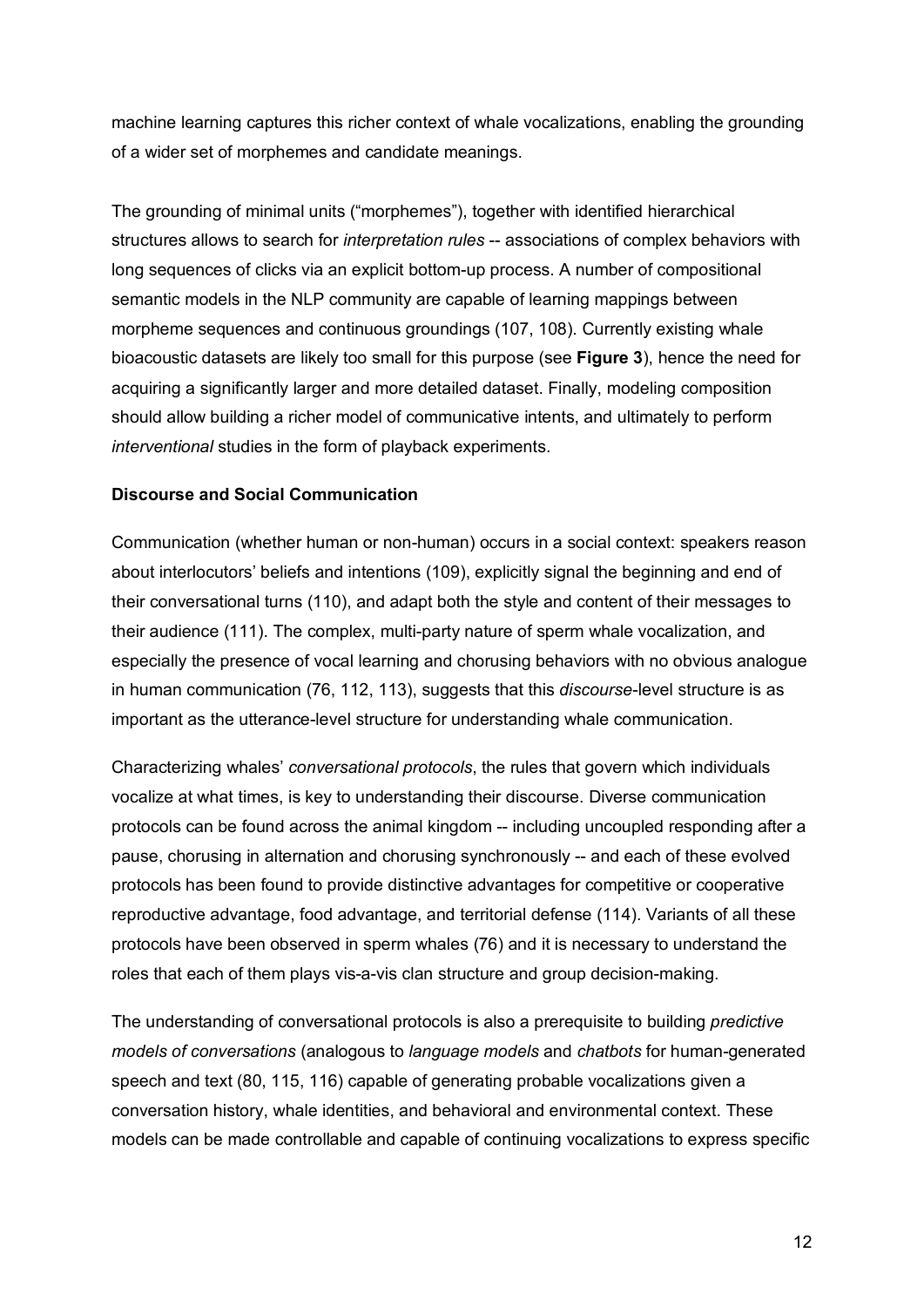machine learning captures this richer context of whale vocalizations, enabling the grounding of a wider set of morphemes and candidate meanings.

The grounding of minimal units ("morphemes"), together with identified hierarchical structures allows to search for *interpretation rules* -- associations of complex behaviors with long sequences of clicks via an explicit bottom-up process. A number of compositional semantic models in the NLP community are capable of learning mappings between morpheme sequences and continuous groundings (107, 108). Currently existing whale bioacoustic datasets are likely too small for this purpose (see **Figure 3**), hence the need for acquiring a significantly larger and more detailed dataset. Finally, modeling composition should allow building a richer model of communicative intents, and ultimately to perform *interventional* studies in the form of playback experiments.

**Discourse and Social Communication**

Communication (whether human or non-human) occurs in a social context: speakers reason about interlocutors' beliefs and intentions (109), explicitly signal the beginning and end of their conversational turns (110), and adapt both the style and content of their messages to their audience (111). The complex, multi-party nature of sperm whale vocalization, and especially the presence of vocal learning and chorusing behaviors with no obvious analogue in human communication (76, 112, 113), suggests that this *discourse*-level structure is as important as the utterance-level structure for understanding whale communication.

Characterizing whales' *conversational protocols*, the rules that govern which individuals vocalize at what times, is key to understanding their discourse. Diverse communication protocols can be found across the animal kingdom -- including uncoupled responding after a pause, chorusing in alternation and chorusing synchronously -- and each of these evolved protocols has been found to provide distinctive advantages for competitive or cooperative reproductive advantage, food advantage, and territorial defense (114). Variants of all these protocols have been observed in sperm whales (76) and it is necessary to understand the roles that each of them plays vis-a-vis clan structure and group decision-making.

The understanding of conversational protocols is also a prerequisite to building *predictive models of conversations* (analogous to *language models* and *chatbots* for human-generated speech and text (80, 115, 116) capable of generating probable vocalizations given a conversation history, whale identities, and behavioral and environmental context. These models can be made controllable and capable of continuing vocalizations to express specific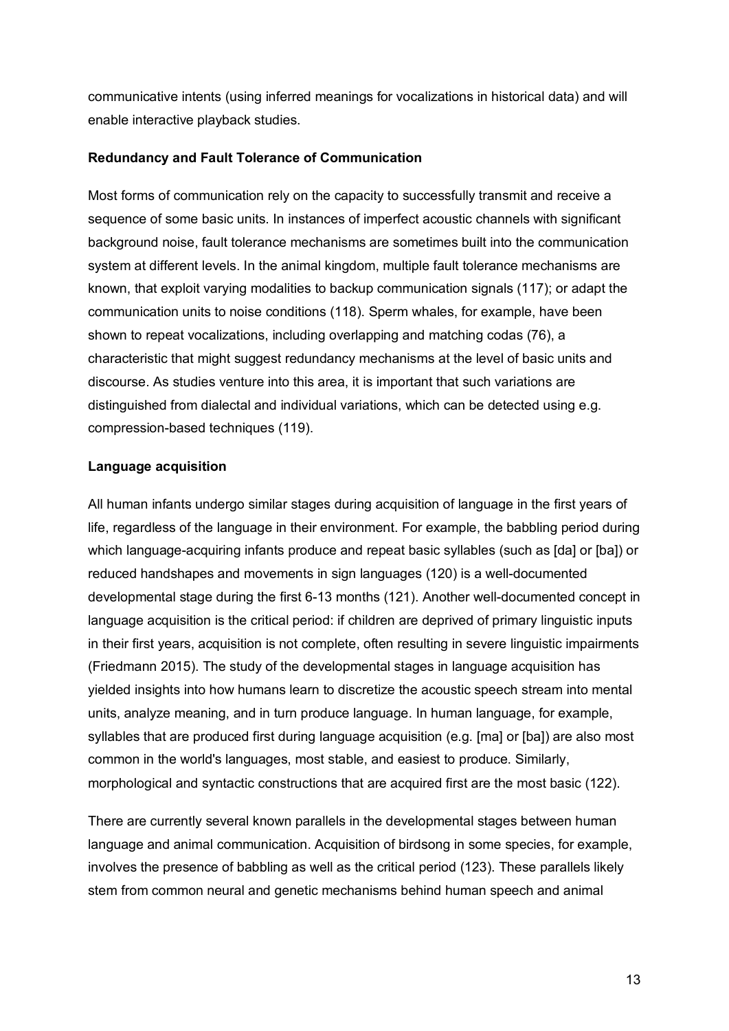communicative intents (using inferred meanings for vocalizations in historical data) and will enable interactive playback studies.

**Redundancy and Fault Tolerance of Communication**

Most forms of communication rely on the capacity to successfully transmit and receive a sequence of some basic units. In instances of imperfect acoustic channels with significant background noise, fault tolerance mechanisms are sometimes built into the communication system at different levels. In the animal kingdom, multiple fault tolerance mechanisms are known, that exploit varying modalities to backup communication signals (117); or adapt the communication units to noise conditions (118). Sperm whales, for example, have been shown to repeat vocalizations, including overlapping and matching codas (76), a characteristic that might suggest redundancy mechanisms at the level of basic units and discourse. As studies venture into this area, it is important that such variations are distinguished from dialectal and individual variations, which can be detected using e.g. compression-based techniques (119).

**Language acquisition**

All human infants undergo similar stages during acquisition of language in the first years of life, regardless of the language in their environment. For example, the babbling period during which language-acquiring infants produce and repeat basic syllables (such as [da] or [ba]) or reduced handshapes and movements in sign languages (120) is a well-documented developmental stage during the first 6-13 months (121). Another well-documented concept in language acquisition is the critical period: if children are deprived of primary linguistic inputs in their first years, acquisition is not complete, often resulting in severe linguistic impairments (Friedmann 2015). The study of the developmental stages in language acquisition has yielded insights into how humans learn to discretize the acoustic speech stream into mental units, analyze meaning, and in turn produce language. In human language, for example, syllables that are produced first during language acquisition (e.g. [ma] or [ba]) are also most common in the world's languages, most stable, and easiest to produce. Similarly, morphological and syntactic constructions that are acquired first are the most basic (122).

There are currently several known parallels in the developmental stages between human language and animal communication. Acquisition of birdsong in some species, for example, involves the presence of babbling as well as the critical period (123). These parallels likely stem from common neural and genetic mechanisms behind human speech and animal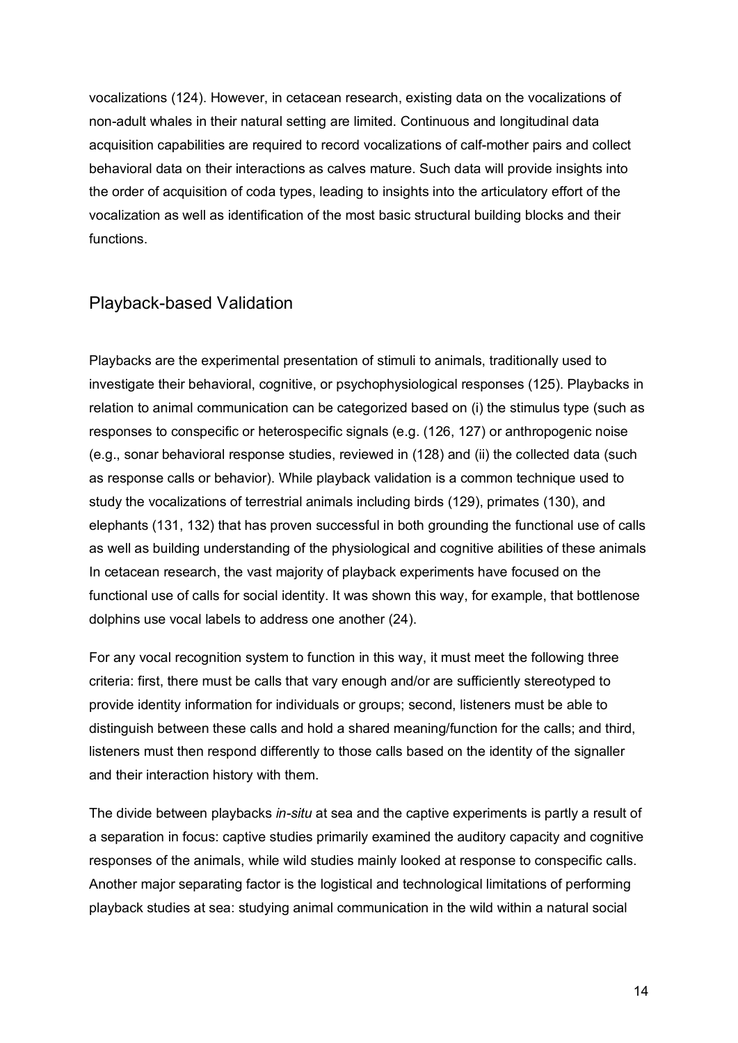vocalizations (124). However, in cetacean research, existing data on the vocalizations of non-adult whales in their natural setting are limited. Continuous and longitudinal data acquisition capabilities are required to record vocalizations of calf-mother pairs and collect behavioral data on their interactions as calves mature. Such data will provide insights into the order of acquisition of coda types, leading to insights into the articulatory effort of the vocalization as well as identification of the most basic structural building blocks and their functions.

## Playback-based Validation

Playbacks are the experimental presentation of stimuli to animals, traditionally used to investigate their behavioral, cognitive, or psychophysiological responses (125). Playbacks in relation to animal communication can be categorized based on (i) the stimulus type (such as responses to conspecific or heterospecific signals (e.g. (126, 127) or anthropogenic noise (e.g., sonar behavioral response studies, reviewed in (128) and (ii) the collected data (such as response calls or behavior). While playback validation is a common technique used to study the vocalizations of terrestrial animals including birds (129), primates (130), and elephants (131, 132) that has proven successful in both grounding the functional use of calls as well as building understanding of the physiological and cognitive abilities of these animals In cetacean research, the vast majority of playback experiments have focused on the functional use of calls for social identity. It was shown this way, for example, that bottlenose dolphins use vocal labels to address one another (24).

For any vocal recognition system to function in this way, it must meet the following three criteria: first, there must be calls that vary enough and/or are sufficiently stereotyped to provide identity information for individuals or groups; second, listeners must be able to distinguish between these calls and hold a shared meaning/function for the calls; and third, listeners must then respond differently to those calls based on the identity of the signaller and their interaction history with them.

The divide between playbacks *in-situ* at sea and the captive experiments is partly a result of a separation in focus: captive studies primarily examined the auditory capacity and cognitive responses of the animals, while wild studies mainly looked at response to conspecific calls. Another major separating factor is the logistical and technological limitations of performing playback studies at sea: studying animal communication in the wild within a natural social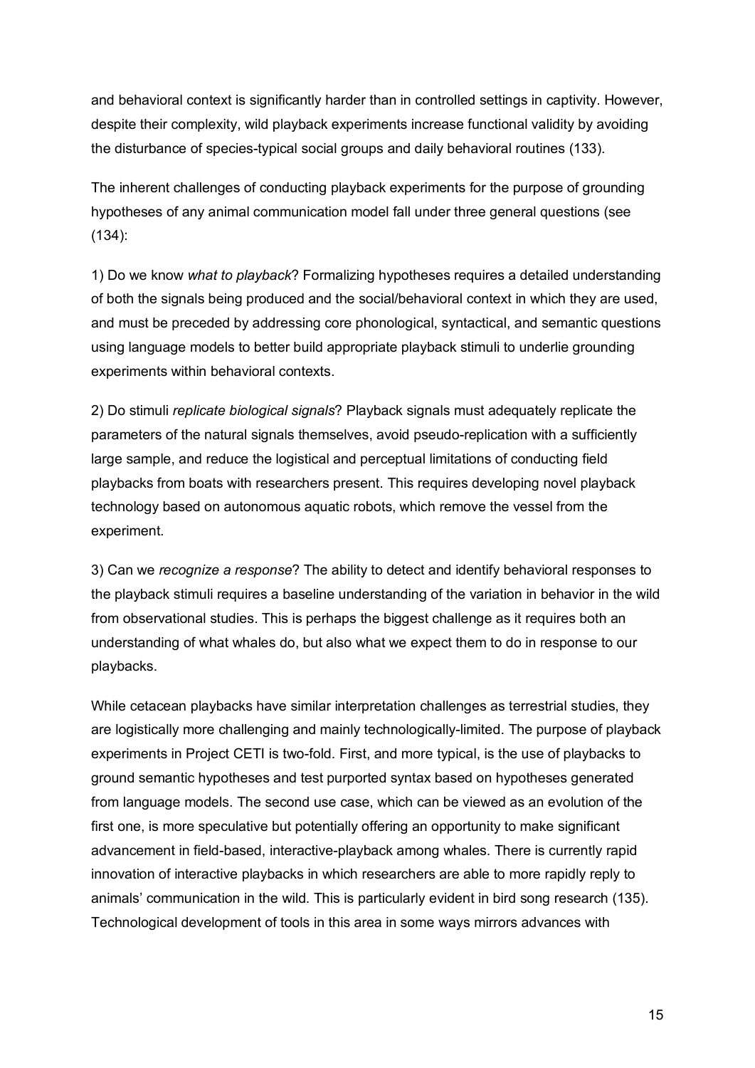and behavioral context is significantly harder than in controlled settings in captivity. However, despite their complexity, wild playback experiments increase functional validity by avoiding the disturbance of species-typical social groups and daily behavioral routines (133).

The inherent challenges of conducting playback experiments for the purpose of grounding hypotheses of any animal communication model fall under three general questions (see (134):

1) Do we know *what to playback*? Formalizing hypotheses requires a detailed understanding of both the signals being produced and the social/behavioral context in which they are used, and must be preceded by addressing core phonological, syntactical, and semantic questions using language models to better build appropriate playback stimuli to underlie grounding experiments within behavioral contexts.

2) Do stimuli *replicate biological signals*? Playback signals must adequately replicate the parameters of the natural signals themselves, avoid pseudo-replication with a sufficiently large sample, and reduce the logistical and perceptual limitations of conducting field playbacks from boats with researchers present. This requires developing novel playback technology based on autonomous aquatic robots, which remove the vessel from the experiment.

3) Can we *recognize a response*? The ability to detect and identify behavioral responses to the playback stimuli requires a baseline understanding of the variation in behavior in the wild from observational studies. This is perhaps the biggest challenge as it requires both an understanding of what whales do, but also what we expect them to do in response to our playbacks.

While cetacean playbacks have similar interpretation challenges as terrestrial studies, they are logistically more challenging and mainly technologically-limited. The purpose of playback experiments in Project CETI is two-fold. First, and more typical, is the use of playbacks to ground semantic hypotheses and test purported syntax based on hypotheses generated from language models. The second use case, which can be viewed as an evolution of the first one, is more speculative but potentially offering an opportunity to make significant advancement in field-based, interactive-playback among whales. There is currently rapid innovation of interactive playbacks in which researchers are able to more rapidly reply to animals' communication in the wild. This is particularly evident in bird song research (135). Technological development of tools in this area in some ways mirrors advances with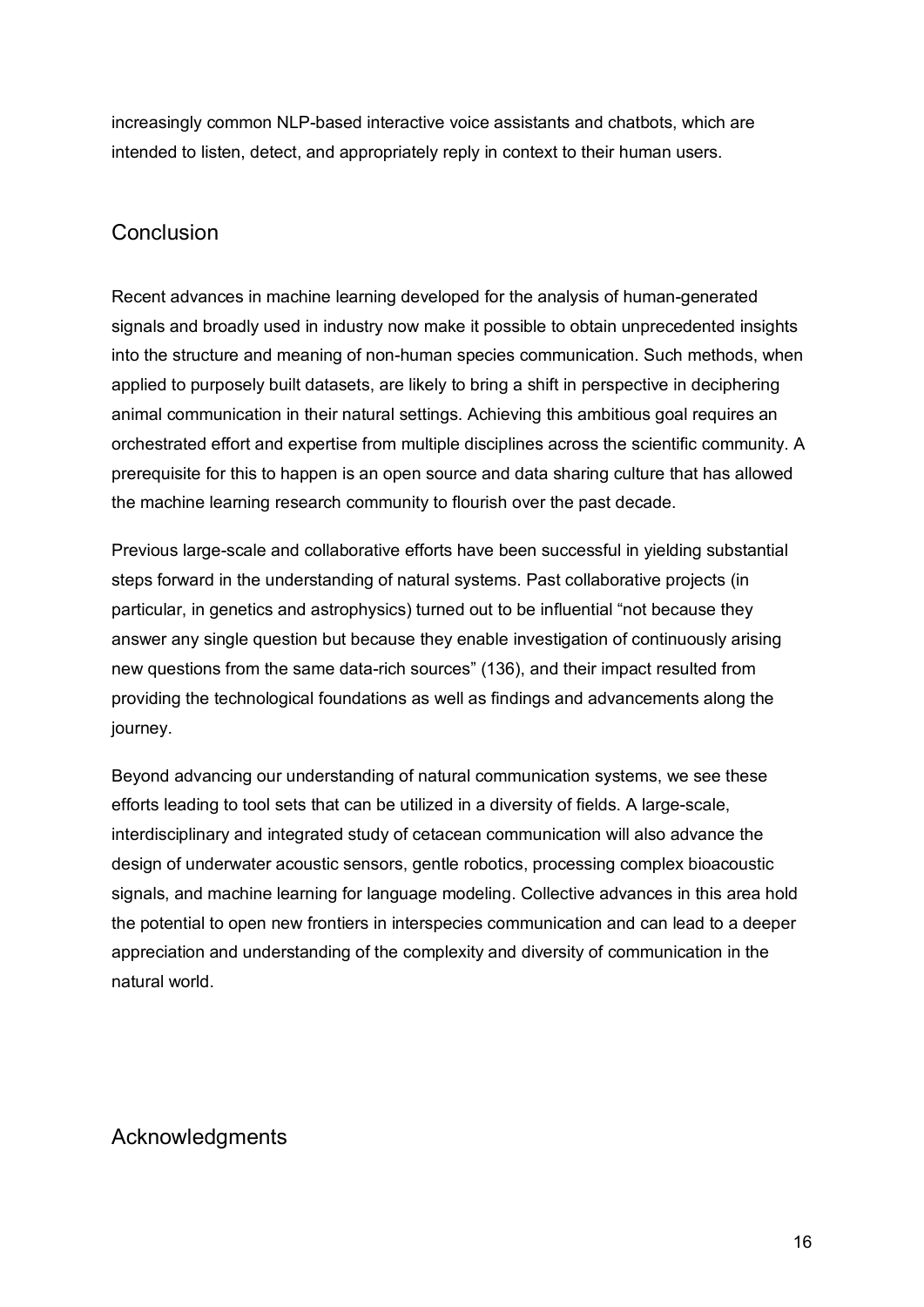increasingly common NLP-based interactive voice assistants and chatbots, which are intended to listen, detect, and appropriately reply in context to their human users.

## Conclusion

Recent advances in machine learning developed for the analysis of human-generated signals and broadly used in industry now make it possible to obtain unprecedented insights into the structure and meaning of non-human species communication. Such methods, when applied to purposely built datasets, are likely to bring a shift in perspective in deciphering animal communication in their natural settings. Achieving this ambitious goal requires an orchestrated effort and expertise from multiple disciplines across the scientific community. A prerequisite for this to happen is an open source and data sharing culture that has allowed the machine learning research community to flourish over the past decade.

Previous large-scale and collaborative efforts have been successful in yielding substantial steps forward in the understanding of natural systems. Past collaborative projects (in particular, in genetics and astrophysics) turned out to be influential "not because they answer any single question but because they enable investigation of continuously arising new questions from the same data-rich sources" (136), and their impact resulted from providing the technological foundations as well as findings and advancements along the journey.

Beyond advancing our understanding of natural communication systems, we see these efforts leading to tool sets that can be utilized in a diversity of fields. A large-scale, interdisciplinary and integrated study of cetacean communication will also advance the design of underwater acoustic sensors, gentle robotics, processing complex bioacoustic signals, and machine learning for language modeling. Collective advances in this area hold the potential to open new frontiers in interspecies communication and can lead to a deeper appreciation and understanding of the complexity and diversity of communication in the natural world.

## Acknowledgments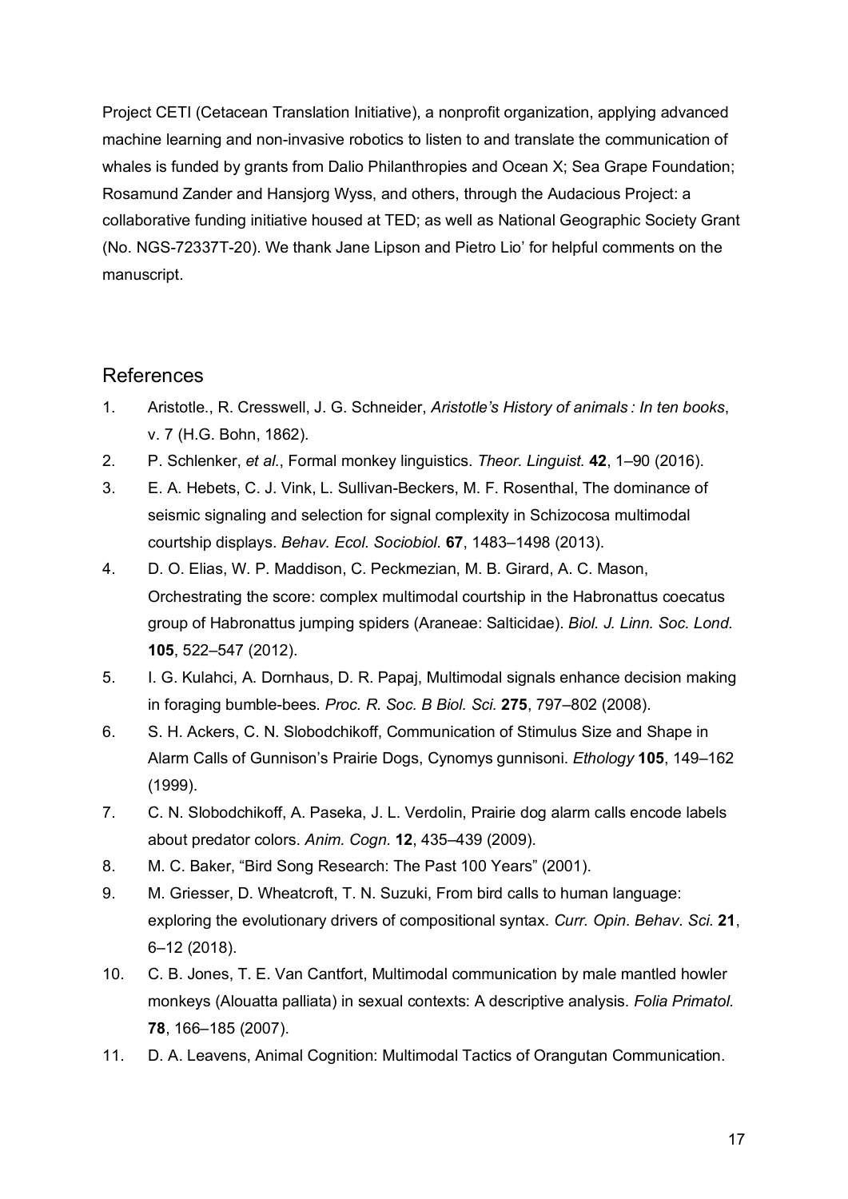Project CETI (Cetacean Translation Initiative), a nonprofit organization, applying advanced machine learning and non-invasive robotics to listen to and translate the communication of whales is funded by grants from Dalio Philanthropies and Ocean X; Sea Grape Foundation; Rosamund Zander and Hansjorg Wyss, and others, through the Audacious Project: a collaborative funding initiative housed at TED; as well as National Geographic Society Grant (No. NGS-72337T-20). We thank Jane Lipson and Pietro Lio' for helpful comments on the manuscript.

## References

1. Aristotle., R. Cresswell, J. G. Schneider, *Aristotle's History of animals : In ten books*, v. 7 (H.G. Bohn, 1862).
2. P. Schlenker, *et al*., Formal monkey linguistics. *Theor. Linguist.* **42**, 1–90 (2016).
3. E. A. Hebets, C. J. Vink, L. Sullivan-Beckers, M. F. Rosenthal, The dominance of seismic signaling and selection for signal complexity in Schizocosa multimodal courtship displays. *Behav. Ecol. Sociobiol.* **67**, 1483–1498 (2013).
4. D. O. Elias, W. P. Maddison, C. Peckmezian, M. B. Girard, A. C. Mason, Orchestrating the score: complex multimodal courtship in the Habronattus coecatus group of Habronattus jumping spiders (Araneae: Salticidae). *Biol. J. Linn. Soc. Lond.* **105**, 522–547 (2012).
5. I. G. Kulahci, A. Dornhaus, D. R. Papaj, Multimodal signals enhance decision making in foraging bumble-bees. *Proc. R. Soc. B Biol. Sci.* **275**, 797–802 (2008).
6. S. H. Ackers, C. N. Slobodchikoff, Communication of Stimulus Size and Shape in Alarm Calls of Gunnison's Prairie Dogs, Cynomys gunnisoni. *Ethology* **105**, 149–162 (1999).
7. C. N. Slobodchikoff, A. Paseka, J. L. Verdolin, Prairie dog alarm calls encode labels about predator colors. *Anim. Cogn.* **12**, 435–439 (2009).
8. M. C. Baker, "Bird Song Research: The Past 100 Years" (2001).
9. M. Griesser, D. Wheatcroft, T. N. Suzuki, From bird calls to human language: exploring the evolutionary drivers of compositional syntax. *Curr. Opin. Behav. Sci.* **21**, 6–12 (2018).
10. C. B. Jones, T. E. Van Cantfort, Multimodal communication by male mantled howler monkeys (Alouatta palliata) in sexual contexts: A descriptive analysis. *Folia Primatol.* **78**, 166–185 (2007).
11. D. A. Leavens, Animal Cognition: Multimodal Tactics of Orangutan Communication.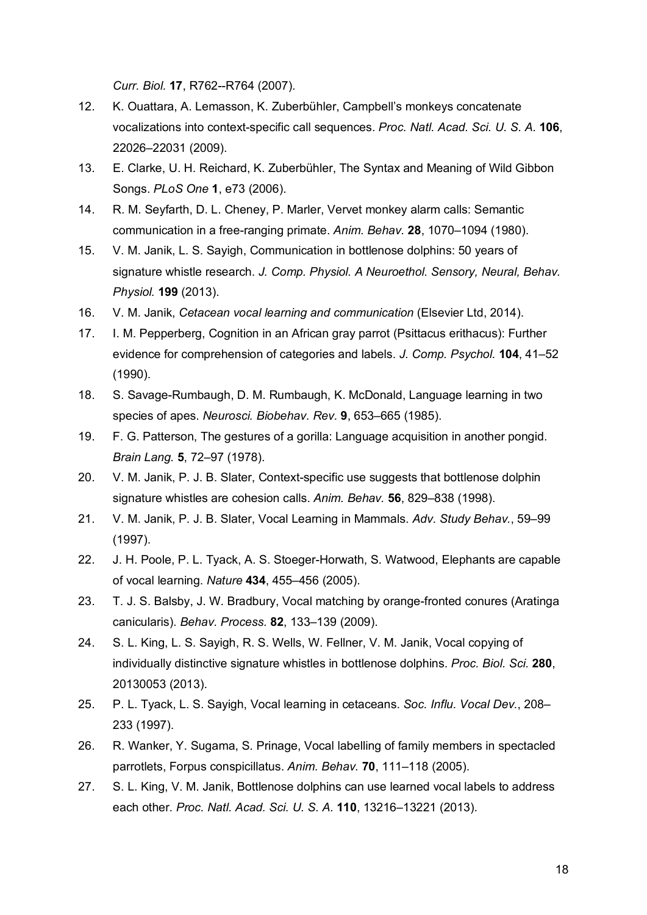*Curr. Biol.* **17**, R762--R764 (2007).

12. K. Ouattara, A. Lemasson, K. Zuberbühler, Campbell's monkeys concatenate vocalizations into context-specific call sequences. *Proc. Natl. Acad. Sci. U. S. A.* **106**, 22026–22031 (2009).
13. E. Clarke, U. H. Reichard, K. Zuberbühler, The Syntax and Meaning of Wild Gibbon Songs. *PLoS One* **1**, e73 (2006).
14. R. M. Seyfarth, D. L. Cheney, P. Marler, Vervet monkey alarm calls: Semantic communication in a free-ranging primate. *Anim. Behav.* **28**, 1070–1094 (1980).
15. V. M. Janik, L. S. Sayigh, Communication in bottlenose dolphins: 50 years of signature whistle research. *J. Comp. Physiol. A Neuroethol. Sensory, Neural, Behav. Physiol.* **199** (2013).
16. V. M. Janik, *Cetacean vocal learning and communication* (Elsevier Ltd, 2014).
17. I. M. Pepperberg, Cognition in an African gray parrot (Psittacus erithacus): Further evidence for comprehension of categories and labels. *J. Comp. Psychol.* **104**, 41–52 (1990).
18. S. Savage-Rumbaugh, D. M. Rumbaugh, K. McDonald, Language learning in two species of apes. *Neurosci. Biobehav. Rev.* **9**, 653–665 (1985).
19. F. G. Patterson, The gestures of a gorilla: Language acquisition in another pongid. *Brain Lang.* **5**, 72–97 (1978).
20. V. M. Janik, P. J. B. Slater, Context-specific use suggests that bottlenose dolphin signature whistles are cohesion calls. *Anim. Behav.* **56**, 829–838 (1998).
21. V. M. Janik, P. J. B. Slater, Vocal Learning in Mammals. *Adv. Study Behav.*, 59–99 (1997).
22. J. H. Poole, P. L. Tyack, A. S. Stoeger-Horwath, S. Watwood, Elephants are capable of vocal learning. *Nature* **434**, 455–456 (2005).
23. T. J. S. Balsby, J. W. Bradbury, Vocal matching by orange-fronted conures (Aratinga canicularis). *Behav. Process.* **82**, 133–139 (2009).
24. S. L. King, L. S. Sayigh, R. S. Wells, W. Fellner, V. M. Janik, Vocal copying of individually distinctive signature whistles in bottlenose dolphins. *Proc. Biol. Sci.* **280**, 20130053 (2013).
25. P. L. Tyack, L. S. Sayigh, Vocal learning in cetaceans. *Soc. Influ. Vocal Dev.*, 208–233 (1997).
26. R. Wanker, Y. Sugama, S. Prinage, Vocal labelling of family members in spectacled parrotlets, Forpus conspicillatus. *Anim. Behav.* **70**, 111–118 (2005).
27. S. L. King, V. M. Janik, Bottlenose dolphins can use learned vocal labels to address each other. *Proc. Natl. Acad. Sci. U. S. A.* **110**, 13216–13221 (2013).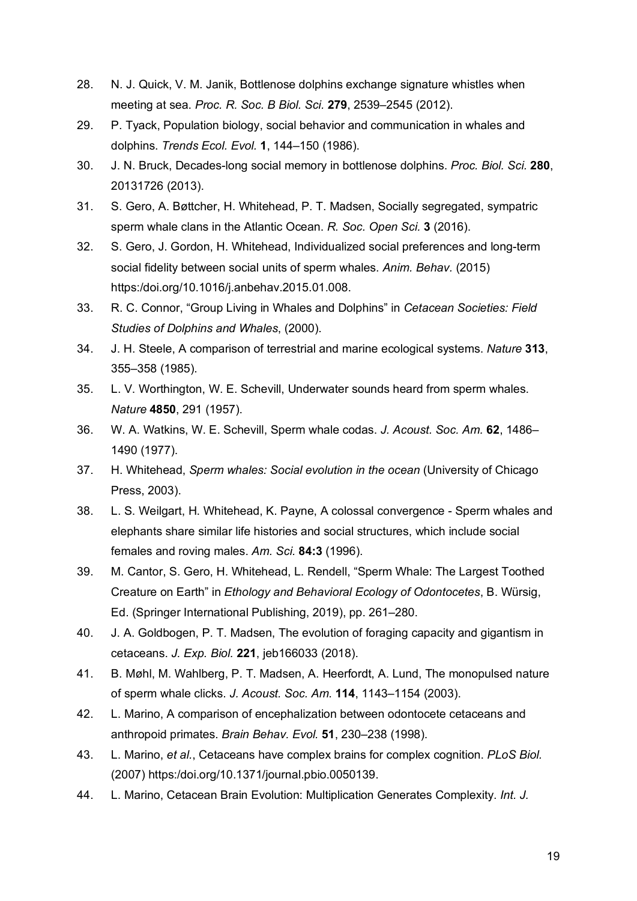28. N. J. Quick, V. M. Janik, Bottlenose dolphins exchange signature whistles when meeting at sea. *Proc. R. Soc. B Biol. Sci.* **279**, 2539–2545 (2012).
29. P. Tyack, Population biology, social behavior and communication in whales and dolphins. *Trends Ecol. Evol.* **1**, 144–150 (1986).
30. J. N. Bruck, Decades-long social memory in bottlenose dolphins. *Proc. Biol. Sci.* **280**, 20131726 (2013).
31. S. Gero, A. Bøttcher, H. Whitehead, P. T. Madsen, Socially segregated, sympatric sperm whale clans in the Atlantic Ocean. *R. Soc. Open Sci.* **3** (2016).
32. S. Gero, J. Gordon, H. Whitehead, Individualized social preferences and long-term social fidelity between social units of sperm whales. *Anim. Behav.* (2015) https:/doi.org/10.1016/j.anbehav.2015.01.008.
33. R. C. Connor, "Group Living in Whales and Dolphins" in *Cetacean Societies: Field Studies of Dolphins and Whales*, (2000).
34. J. H. Steele, A comparison of terrestrial and marine ecological systems. *Nature* **313**, 355–358 (1985).
35. L. V. Worthington, W. E. Schevill, Underwater sounds heard from sperm whales. *Nature* **4850**, 291 (1957).
36. W. A. Watkins, W. E. Schevill, Sperm whale codas. *J. Acoust. Soc. Am.* **62**, 1486–1490 (1977).
37. H. Whitehead, *Sperm whales: Social evolution in the ocean* (University of Chicago Press, 2003).
38. L. S. Weilgart, H. Whitehead, K. Payne, A colossal convergence - Sperm whales and elephants share similar life histories and social structures, which include social females and roving males. *Am. Sci.* **84:3** (1996).
39. M. Cantor, S. Gero, H. Whitehead, L. Rendell, "Sperm Whale: The Largest Toothed Creature on Earth" in *Ethology and Behavioral Ecology of Odontocetes*, B. Würsig, Ed. (Springer International Publishing, 2019), pp. 261–280.
40. J. A. Goldbogen, P. T. Madsen, The evolution of foraging capacity and gigantism in cetaceans. *J. Exp. Biol.* **221**, jeb166033 (2018).
41. B. Møhl, M. Wahlberg, P. T. Madsen, A. Heerfordt, A. Lund, The monopulsed nature of sperm whale clicks. *J. Acoust. Soc. Am.* **114**, 1143–1154 (2003).
42. L. Marino, A comparison of encephalization between odontocete cetaceans and anthropoid primates. *Brain Behav. Evol.* **51**, 230–238 (1998).
43. L. Marino, *et al.*, Cetaceans have complex brains for complex cognition. *PLoS Biol.* (2007) https:/doi.org/10.1371/journal.pbio.0050139.
44. L. Marino, Cetacean Brain Evolution: Multiplication Generates Complexity. *Int. J.*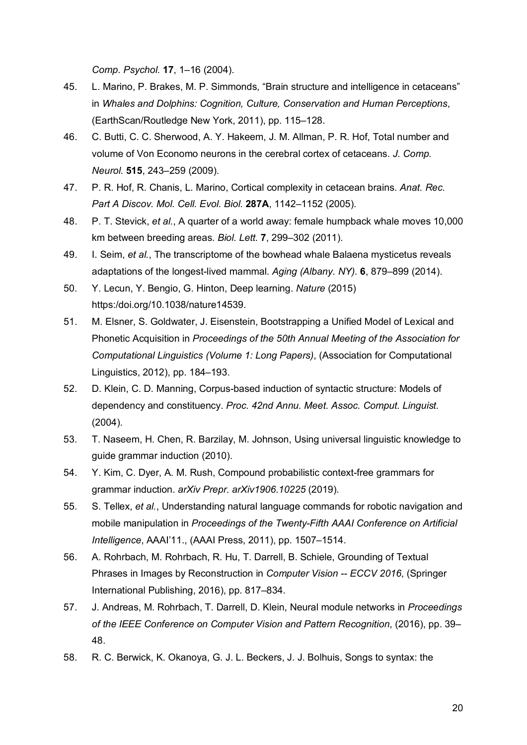*Comp. Psychol.* **17**, 1–16 (2004).

45. L. Marino, P. Brakes, M. P. Simmonds, "Brain structure and intelligence in cetaceans" in *Whales and Dolphins: Cognition, Culture, Conservation and Human Perceptions*, (EarthScan/Routledge New York, 2011), pp. 115–128.
46. C. Butti, C. C. Sherwood, A. Y. Hakeem, J. M. Allman, P. R. Hof, Total number and volume of Von Economo neurons in the cerebral cortex of cetaceans. *J. Comp. Neurol.* **515**, 243–259 (2009).
47. P. R. Hof, R. Chanis, L. Marino, Cortical complexity in cetacean brains. *Anat. Rec. Part A Discov. Mol. Cell. Evol. Biol.* **287A**, 1142–1152 (2005).
48. P. T. Stevick, *et al.*, A quarter of a world away: female humpback whale moves 10,000 km between breeding areas. *Biol. Lett.* **7**, 299–302 (2011).
49. I. Seim, *et al.*, The transcriptome of the bowhead whale Balaena mysticetus reveals adaptations of the longest-lived mammal. *Aging (Albany. NY).* **6**, 879–899 (2014).
50. Y. Lecun, Y. Bengio, G. Hinton, Deep learning. *Nature* (2015) https:/doi.org/10.1038/nature14539.
51. M. Elsner, S. Goldwater, J. Eisenstein, Bootstrapping a Unified Model of Lexical and Phonetic Acquisition in *Proceedings of the 50th Annual Meeting of the Association for Computational Linguistics (Volume 1: Long Papers)*, (Association for Computational Linguistics, 2012), pp. 184–193.
52. D. Klein, C. D. Manning, Corpus-based induction of syntactic structure: Models of dependency and constituency. *Proc. 42nd Annu. Meet. Assoc. Comput. Linguist.* (2004).
53. T. Naseem, H. Chen, R. Barzilay, M. Johnson, Using universal linguistic knowledge to guide grammar induction (2010).
54. Y. Kim, C. Dyer, A. M. Rush, Compound probabilistic context-free grammars for grammar induction. *arXiv Prepr. arXiv1906.10225* (2019).
55. S. Tellex, *et al.*, Understanding natural language commands for robotic navigation and mobile manipulation in *Proceedings of the Twenty-Fifth AAAI Conference on Artificial Intelligence*, AAAI'11., (AAAI Press, 2011), pp. 1507–1514.
56. A. Rohrbach, M. Rohrbach, R. Hu, T. Darrell, B. Schiele, Grounding of Textual Phrases in Images by Reconstruction in *Computer Vision -- ECCV 2016*, (Springer International Publishing, 2016), pp. 817–834.
57. J. Andreas, M. Rohrbach, T. Darrell, D. Klein, Neural module networks in *Proceedings of the IEEE Conference on Computer Vision and Pattern Recognition*, (2016), pp. 39–48.
58. R. C. Berwick, K. Okanoya, G. J. L. Beckers, J. J. Bolhuis, Songs to syntax: the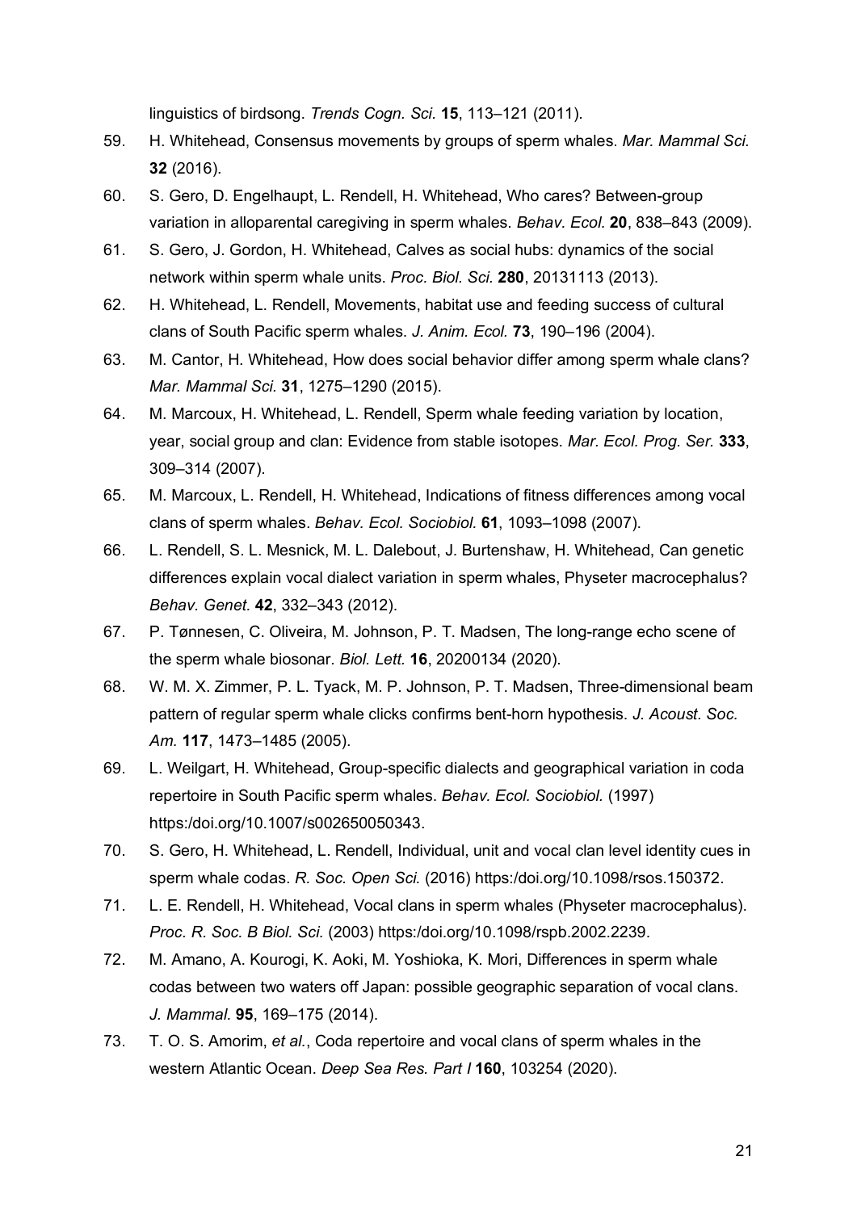linguistics of birdsong. *Trends Cogn. Sci.* **15**, 113–121 (2011).

59. H. Whitehead, Consensus movements by groups of sperm whales. *Mar. Mammal Sci.* **32** (2016).
60. S. Gero, D. Engelhaupt, L. Rendell, H. Whitehead, Who cares? Between-group variation in alloparental caregiving in sperm whales. *Behav. Ecol.* **20**, 838–843 (2009).
61. S. Gero, J. Gordon, H. Whitehead, Calves as social hubs: dynamics of the social network within sperm whale units. *Proc. Biol. Sci.* **280**, 20131113 (2013).
62. H. Whitehead, L. Rendell, Movements, habitat use and feeding success of cultural clans of South Pacific sperm whales. *J. Anim. Ecol.* **73**, 190–196 (2004).
63. M. Cantor, H. Whitehead, How does social behavior differ among sperm whale clans? *Mar. Mammal Sci.* **31**, 1275–1290 (2015).
64. M. Marcoux, H. Whitehead, L. Rendell, Sperm whale feeding variation by location, year, social group and clan: Evidence from stable isotopes. *Mar. Ecol. Prog. Ser.* **333**, 309–314 (2007).
65. M. Marcoux, L. Rendell, H. Whitehead, Indications of fitness differences among vocal clans of sperm whales. *Behav. Ecol. Sociobiol.* **61**, 1093–1098 (2007).
66. L. Rendell, S. L. Mesnick, M. L. Dalebout, J. Burtenshaw, H. Whitehead, Can genetic differences explain vocal dialect variation in sperm whales, Physeter macrocephalus? *Behav. Genet.* **42**, 332–343 (2012).
67. P. Tønnesen, C. Oliveira, M. Johnson, P. T. Madsen, The long-range echo scene of the sperm whale biosonar. *Biol. Lett.* **16**, 20200134 (2020).
68. W. M. X. Zimmer, P. L. Tyack, M. P. Johnson, P. T. Madsen, Three-dimensional beam pattern of regular sperm whale clicks confirms bent-horn hypothesis. *J. Acoust. Soc. Am.* **117**, 1473–1485 (2005).
69. L. Weilgart, H. Whitehead, Group-specific dialects and geographical variation in coda repertoire in South Pacific sperm whales. *Behav. Ecol. Sociobiol.* (1997) https:/doi.org/10.1007/s002650050343.
70. S. Gero, H. Whitehead, L. Rendell, Individual, unit and vocal clan level identity cues in sperm whale codas. *R. Soc. Open Sci.* (2016) https:/doi.org/10.1098/rsos.150372.
71. L. E. Rendell, H. Whitehead, Vocal clans in sperm whales (Physeter macrocephalus). *Proc. R. Soc. B Biol. Sci.* (2003) https:/doi.org/10.1098/rspb.2002.2239.
72. M. Amano, A. Kourogi, K. Aoki, M. Yoshioka, K. Mori, Differences in sperm whale codas between two waters off Japan: possible geographic separation of vocal clans. *J. Mammal.* **95**, 169–175 (2014).
73. T. O. S. Amorim, *et al.*, Coda repertoire and vocal clans of sperm whales in the western Atlantic Ocean. *Deep Sea Res. Part I* **160**, 103254 (2020).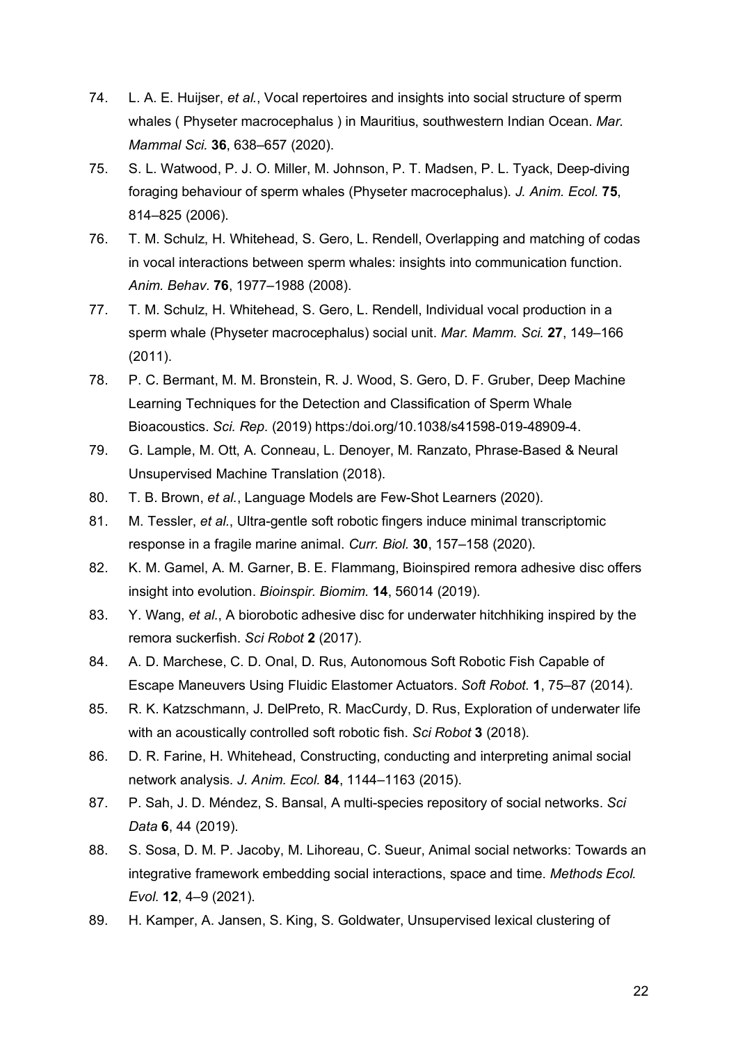74. L. A. E. Huijser, *et al.*, Vocal repertoires and insights into social structure of sperm whales ( Physeter macrocephalus ) in Mauritius, southwestern Indian Ocean. *Mar. Mammal Sci.* **36**, 638–657 (2020).
75. S. L. Watwood, P. J. O. Miller, M. Johnson, P. T. Madsen, P. L. Tyack, Deep-diving foraging behaviour of sperm whales (Physeter macrocephalus). *J. Anim. Ecol.* **75**, 814–825 (2006).
76. T. M. Schulz, H. Whitehead, S. Gero, L. Rendell, Overlapping and matching of codas in vocal interactions between sperm whales: insights into communication function. *Anim. Behav.* **76**, 1977–1988 (2008).
77. T. M. Schulz, H. Whitehead, S. Gero, L. Rendell, Individual vocal production in a sperm whale (Physeter macrocephalus) social unit. *Mar. Mamm. Sci.* **27**, 149–166 (2011).
78. P. C. Bermant, M. M. Bronstein, R. J. Wood, S. Gero, D. F. Gruber, Deep Machine Learning Techniques for the Detection and Classification of Sperm Whale Bioacoustics. *Sci. Rep.* (2019) https:/doi.org/10.1038/s41598-019-48909-4.
79. G. Lample, M. Ott, A. Conneau, L. Denoyer, M. Ranzato, Phrase-Based & Neural Unsupervised Machine Translation (2018).
80. T. B. Brown, *et al.*, Language Models are Few-Shot Learners (2020).
81. M. Tessler, *et al.*, Ultra-gentle soft robotic fingers induce minimal transcriptomic response in a fragile marine animal. *Curr. Biol.* **30**, 157–158 (2020).
82. K. M. Gamel, A. M. Garner, B. E. Flammang, Bioinspired remora adhesive disc offers insight into evolution. *Bioinspir. Biomim.* **14**, 56014 (2019).
83. Y. Wang, *et al.*, A biorobotic adhesive disc for underwater hitchhiking inspired by the remora suckerfish. *Sci Robot* **2** (2017).
84. A. D. Marchese, C. D. Onal, D. Rus, Autonomous Soft Robotic Fish Capable of Escape Maneuvers Using Fluidic Elastomer Actuators. *Soft Robot.* **1**, 75–87 (2014).
85. R. K. Katzschmann, J. DelPreto, R. MacCurdy, D. Rus, Exploration of underwater life with an acoustically controlled soft robotic fish. *Sci Robot* **3** (2018).
86. D. R. Farine, H. Whitehead, Constructing, conducting and interpreting animal social network analysis. *J. Anim. Ecol.* **84**, 1144–1163 (2015).
87. P. Sah, J. D. Méndez, S. Bansal, A multi-species repository of social networks. *Sci Data* **6**, 44 (2019).
88. S. Sosa, D. M. P. Jacoby, M. Lihoreau, C. Sueur, Animal social networks: Towards an integrative framework embedding social interactions, space and time. *Methods Ecol. Evol.* **12**, 4–9 (2021).
89. H. Kamper, A. Jansen, S. King, S. Goldwater, Unsupervised lexical clustering of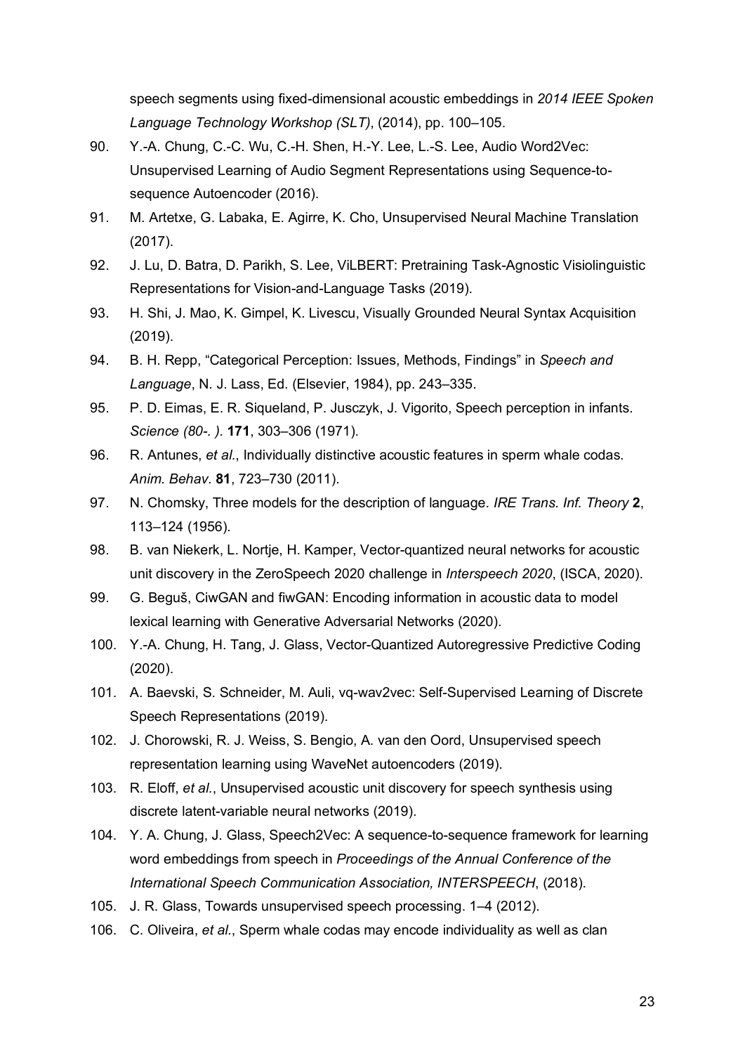speech segments using fixed-dimensional acoustic embeddings in *2014 IEEE Spoken Language Technology Workshop (SLT)*, (2014), pp. 100–105.

90. Y.-A. Chung, C.-C. Wu, C.-H. Shen, H.-Y. Lee, L.-S. Lee, Audio Word2Vec: Unsupervised Learning of Audio Segment Representations using Sequence-to-sequence Autoencoder (2016).
91. M. Artetxe, G. Labaka, E. Agirre, K. Cho, Unsupervised Neural Machine Translation (2017).
92. J. Lu, D. Batra, D. Parikh, S. Lee, ViLBERT: Pretraining Task-Agnostic Visiolinguistic Representations for Vision-and-Language Tasks (2019).
93. H. Shi, J. Mao, K. Gimpel, K. Livescu, Visually Grounded Neural Syntax Acquisition (2019).
94. B. H. Repp, "Categorical Perception: Issues, Methods, Findings" in *Speech and Language*, N. J. Lass, Ed. (Elsevier, 1984), pp. 243–335.
95. P. D. Eimas, E. R. Siqueland, P. Jusczyk, J. Vigorito, Speech perception in infants. *Science (80-. )*. **171**, 303–306 (1971).
96. R. Antunes, *et al.*, Individually distinctive acoustic features in sperm whale codas. *Anim. Behav.* **81**, 723–730 (2011).
97. N. Chomsky, Three models for the description of language. *IRE Trans. Inf. Theory* **2**, 113–124 (1956).
98. B. van Niekerk, L. Nortje, H. Kamper, Vector-quantized neural networks for acoustic unit discovery in the ZeroSpeech 2020 challenge in *Interspeech 2020*, (ISCA, 2020).
99. G. Beguš, CiwGAN and fiwGAN: Encoding information in acoustic data to model lexical learning with Generative Adversarial Networks (2020).
100. Y.-A. Chung, H. Tang, J. Glass, Vector-Quantized Autoregressive Predictive Coding (2020).
101. A. Baevski, S. Schneider, M. Auli, vq-wav2vec: Self-Supervised Learning of Discrete Speech Representations (2019).
102. J. Chorowski, R. J. Weiss, S. Bengio, A. van den Oord, Unsupervised speech representation learning using WaveNet autoencoders (2019).
103. R. Eloff, *et al.*, Unsupervised acoustic unit discovery for speech synthesis using discrete latent-variable neural networks (2019).
104. Y. A. Chung, J. Glass, Speech2Vec: A sequence-to-sequence framework for learning word embeddings from speech in *Proceedings of the Annual Conference of the International Speech Communication Association, INTERSPEECH*, (2018).
105. J. R. Glass, Towards unsupervised speech processing. 1–4 (2012).
106. C. Oliveira, *et al.*, Sperm whale codas may encode individuality as well as clan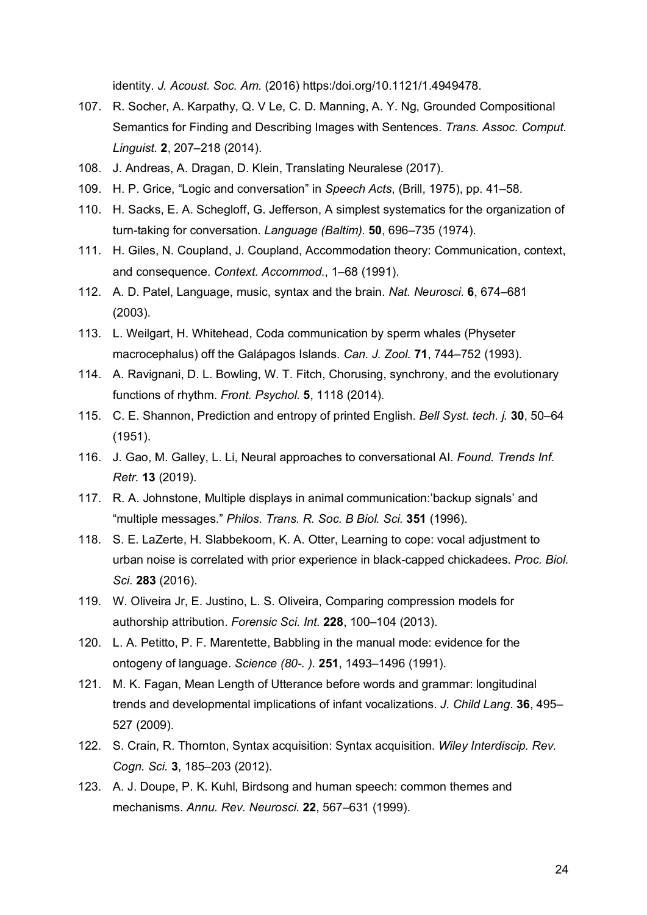identity. *J. Acoust. Soc. Am.* (2016) https:/doi.org/10.1121/1.4949478.

107. R. Socher, A. Karpathy, Q. V Le, C. D. Manning, A. Y. Ng, Grounded Compositional Semantics for Finding and Describing Images with Sentences. *Trans. Assoc. Comput. Linguist.* **2**, 207–218 (2014).
108. J. Andreas, A. Dragan, D. Klein, Translating Neuralese (2017).
109. H. P. Grice, "Logic and conversation" in *Speech Acts*, (Brill, 1975), pp. 41–58.
110. H. Sacks, E. A. Schegloff, G. Jefferson, A simplest systematics for the organization of turn-taking for conversation. *Language (Baltim).* **50**, 696–735 (1974).
111. H. Giles, N. Coupland, J. Coupland, Accommodation theory: Communication, context, and consequence. *Context. Accommod.*, 1–68 (1991).
112. A. D. Patel, Language, music, syntax and the brain. *Nat. Neurosci.* **6**, 674–681 (2003).
113. L. Weilgart, H. Whitehead, Coda communication by sperm whales (Physeter macrocephalus) off the Galápagos Islands. *Can. J. Zool.* **71**, 744–752 (1993).
114. A. Ravignani, D. L. Bowling, W. T. Fitch, Chorusing, synchrony, and the evolutionary functions of rhythm. *Front. Psychol.* **5**, 1118 (2014).
115. C. E. Shannon, Prediction and entropy of printed English. *Bell Syst. tech. j.* **30**, 50–64 (1951).
116. J. Gao, M. Galley, L. Li, Neural approaches to conversational AI. *Found. Trends Inf. Retr.* **13** (2019).
117. R. A. Johnstone, Multiple displays in animal communication:'backup signals' and "multiple messages." *Philos. Trans. R. Soc. B Biol. Sci.* **351** (1996).
118. S. E. LaZerte, H. Slabbekoorn, K. A. Otter, Learning to cope: vocal adjustment to urban noise is correlated with prior experience in black-capped chickadees. *Proc. Biol. Sci.* **283** (2016).
119. W. Oliveira Jr, E. Justino, L. S. Oliveira, Comparing compression models for authorship attribution. *Forensic Sci. Int.* **228**, 100–104 (2013).
120. L. A. Petitto, P. F. Marentette, Babbling in the manual mode: evidence for the ontogeny of language. *Science (80-. ).* **251**, 1493–1496 (1991).
121. M. K. Fagan, Mean Length of Utterance before words and grammar: longitudinal trends and developmental implications of infant vocalizations. *J. Child Lang.* **36**, 495–527 (2009).
122. S. Crain, R. Thornton, Syntax acquisition: Syntax acquisition. *Wiley Interdiscip. Rev. Cogn. Sci.* **3**, 185–203 (2012).
123. A. J. Doupe, P. K. Kuhl, Birdsong and human speech: common themes and mechanisms. *Annu. Rev. Neurosci.* **22**, 567–631 (1999).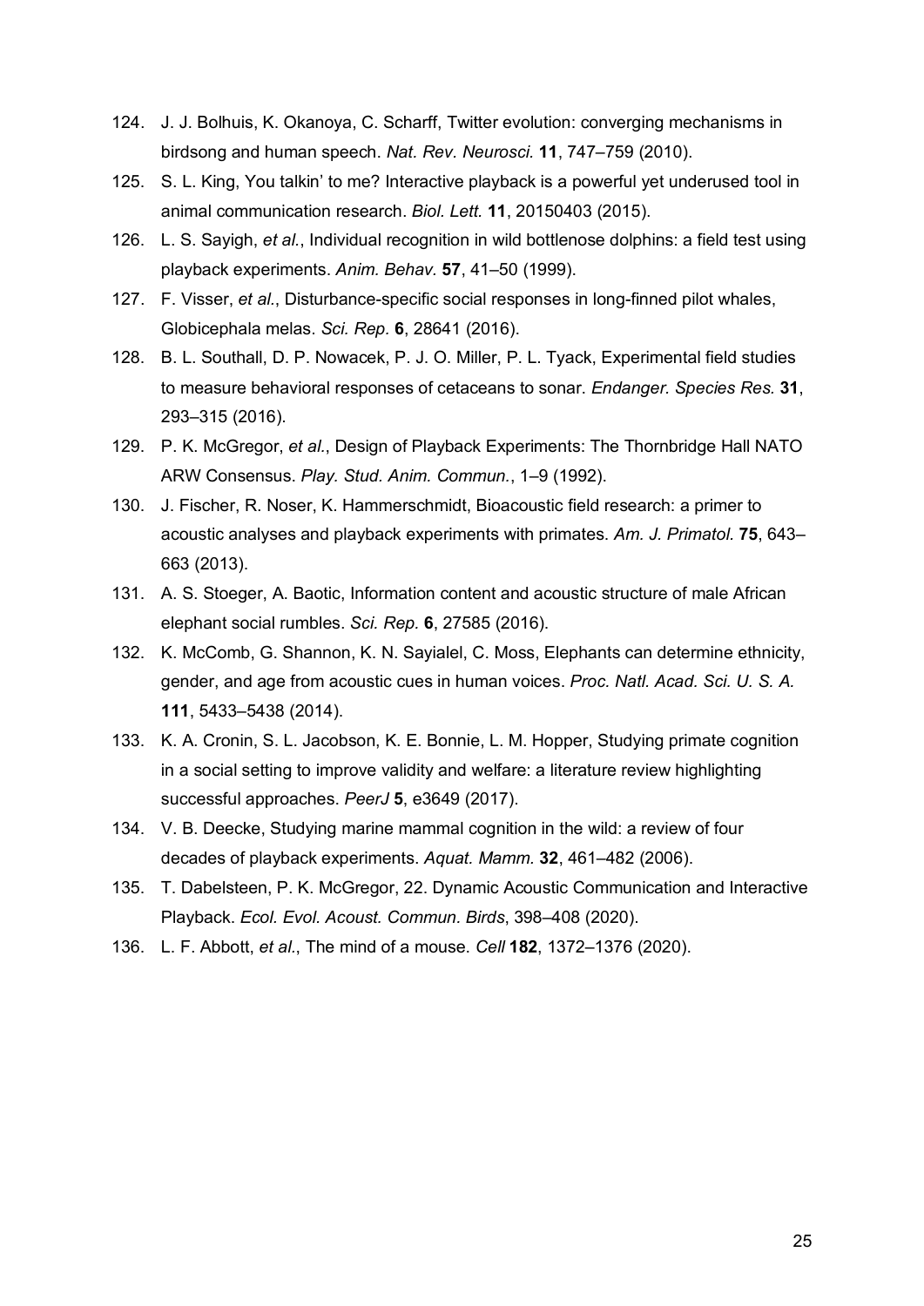124. J. J. Bolhuis, K. Okanoya, C. Scharff, Twitter evolution: converging mechanisms in birdsong and human speech. *Nat. Rev. Neurosci.* **11**, 747–759 (2010).
125. S. L. King, You talkin' to me? Interactive playback is a powerful yet underused tool in animal communication research. *Biol. Lett.* **11**, 20150403 (2015).
126. L. S. Sayigh, *et al.*, Individual recognition in wild bottlenose dolphins: a field test using playback experiments. *Anim. Behav.* **57**, 41–50 (1999).
127. F. Visser, *et al.*, Disturbance-specific social responses in long-finned pilot whales, Globicephala melas. *Sci. Rep.* **6**, 28641 (2016).
128. B. L. Southall, D. P. Nowacek, P. J. O. Miller, P. L. Tyack, Experimental field studies to measure behavioral responses of cetaceans to sonar. *Endanger. Species Res.* **31**, 293–315 (2016).
129. P. K. McGregor, *et al.*, Design of Playback Experiments: The Thornbridge Hall NATO ARW Consensus. *Play. Stud. Anim. Commun.*, 1–9 (1992).
130. J. Fischer, R. Noser, K. Hammerschmidt, Bioacoustic field research: a primer to acoustic analyses and playback experiments with primates. *Am. J. Primatol.* **75**, 643–663 (2013).
131. A. S. Stoeger, A. Baotic, Information content and acoustic structure of male African elephant social rumbles. *Sci. Rep.* **6**, 27585 (2016).
132. K. McComb, G. Shannon, K. N. Sayialel, C. Moss, Elephants can determine ethnicity, gender, and age from acoustic cues in human voices. *Proc. Natl. Acad. Sci. U. S. A.* **111**, 5433–5438 (2014).
133. K. A. Cronin, S. L. Jacobson, K. E. Bonnie, L. M. Hopper, Studying primate cognition in a social setting to improve validity and welfare: a literature review highlighting successful approaches. *PeerJ* **5**, e3649 (2017).
134. V. B. Deecke, Studying marine mammal cognition in the wild: a review of four decades of playback experiments. *Aquat. Mamm.* **32**, 461–482 (2006).
135. T. Dabelsteen, P. K. McGregor, 22. Dynamic Acoustic Communication and Interactive Playback. *Ecol. Evol. Acoust. Commun. Birds*, 398–408 (2020).
136. L. F. Abbott, *et al.*, The mind of a mouse. *Cell* **182**, 1372–1376 (2020).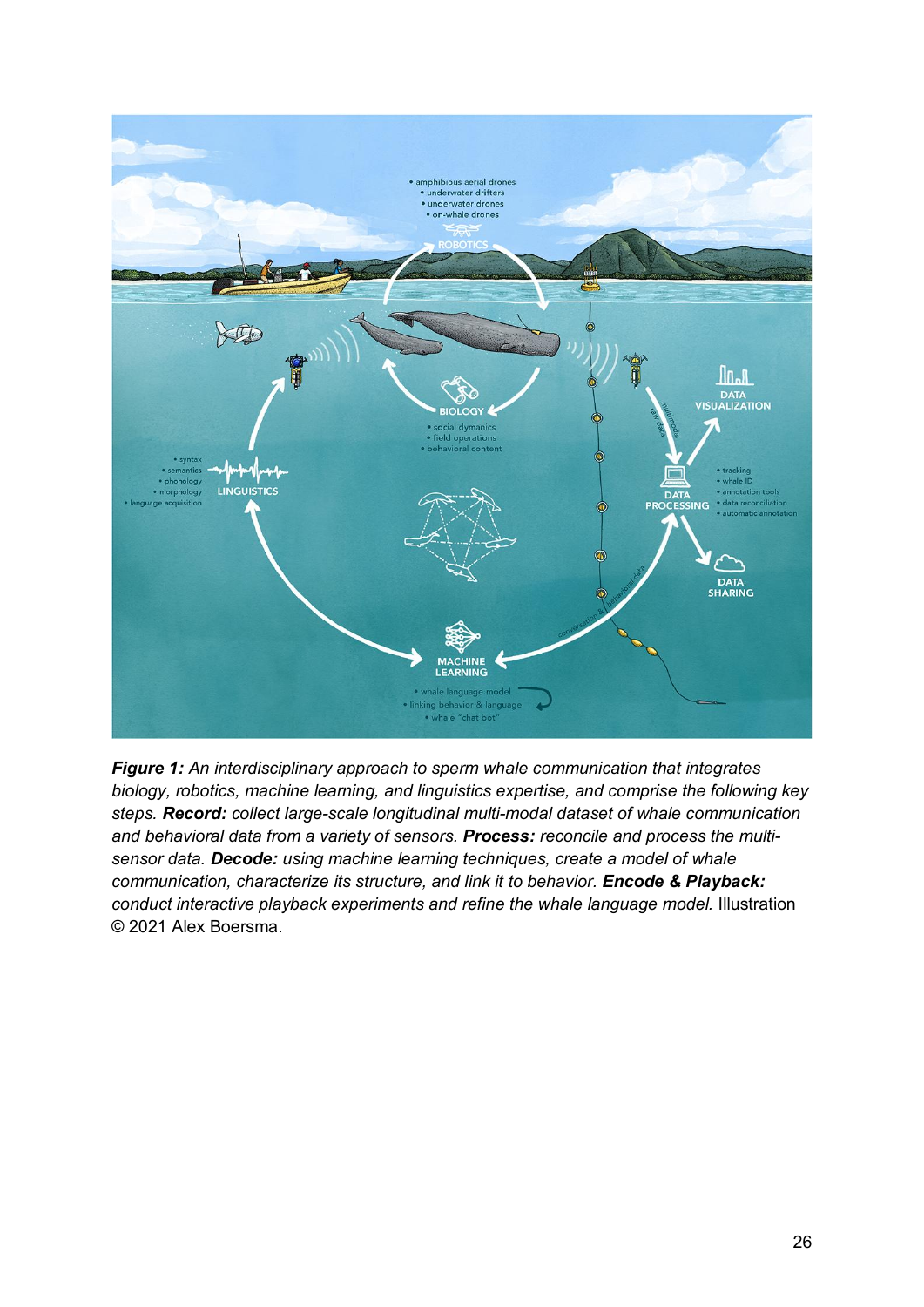***Figure 1:*** *An interdisciplinary approach to sperm whale communication that integrates biology, robotics, machine learning, and linguistics expertise, and comprise the following key steps.* ***Record:*** *collect large-scale longitudinal multi-modal dataset of whale communication and behavioral data from a variety of sensors.* ***Process:*** *reconcile and process the multi-sensor data.* ***Decode:*** *using machine learning techniques, create a model of whale communication, characterize its structure, and link it to behavior.* ***Encode & Playback:*** *conduct interactive playback experiments and refine the whale language model.* Illustration © 2021 Alex Boersma.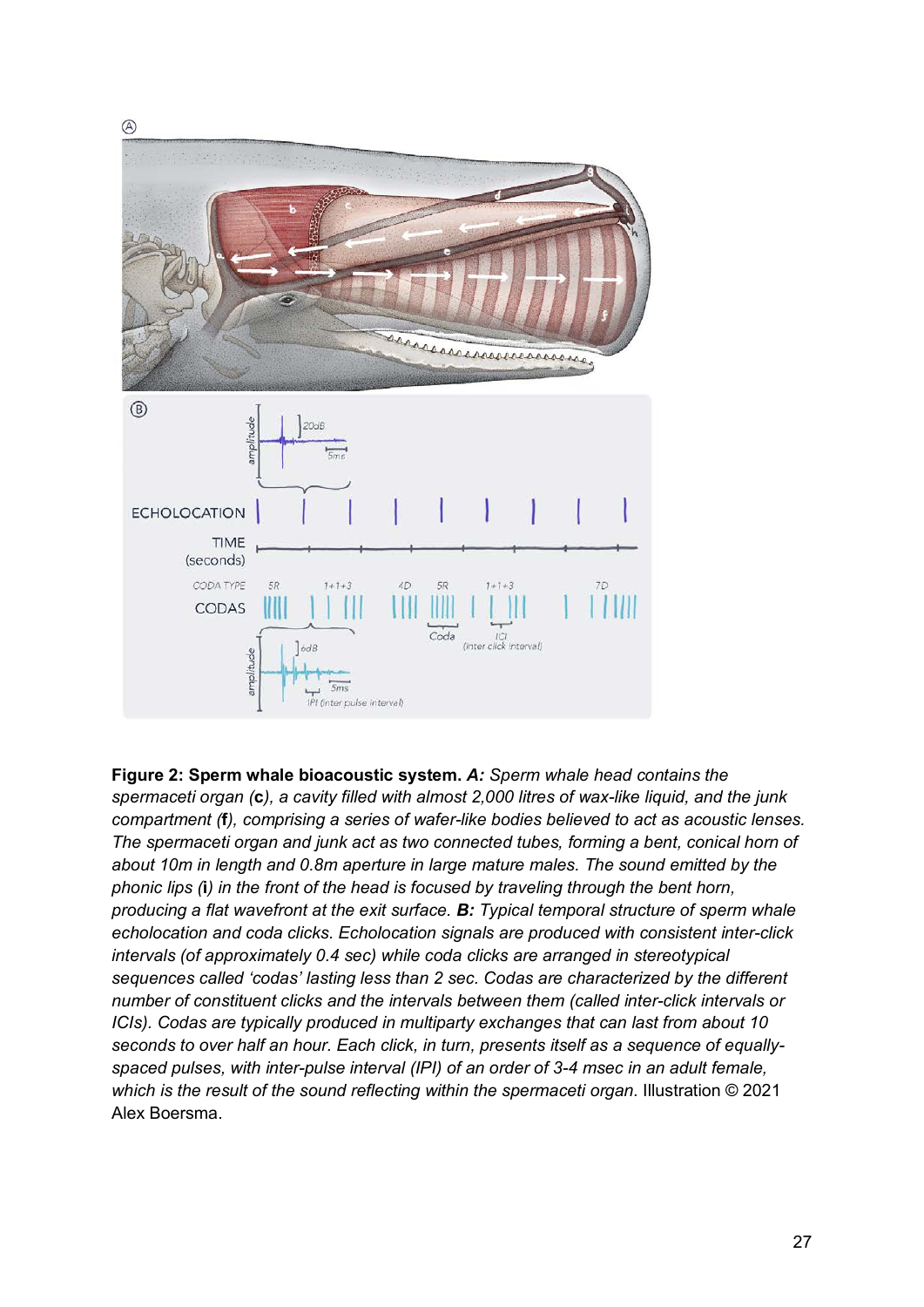**Figure 2: Sperm whale bioacoustic system.** ***A:*** *Sperm whale head contains the spermaceti organ (***c***), a cavity filled with almost 2,000 litres of wax-like liquid, and the junk compartment (***f***), comprising a series of wafer-like bodies believed to act as acoustic lenses. The spermaceti organ and junk act as two connected tubes, forming a bent, conical horn of about 10m in length and 0.8m aperture in large mature males. The sound emitted by the phonic lips (***i***) in the front of the head is focused by traveling through the bent horn, producing a flat wavefront at the exit surface.* ***B:*** *Typical temporal structure of sperm whale echolocation and coda clicks. Echolocation signals are produced with consistent inter-click intervals (of approximately 0.4 sec) while coda clicks are arranged in stereotypical sequences called 'codas' lasting less than 2 sec. Codas are characterized by the different number of constituent clicks and the intervals between them (called inter-click intervals or ICIs). Codas are typically produced in multiparty exchanges that can last from about 10 seconds to over half an hour. Each click, in turn, presents itself as a sequence of equally-spaced pulses, with inter-pulse interval (IPI) of an order of 3-4 msec in an adult female, which is the result of the sound reflecting within the spermaceti organ.* Illustration © 2021 Alex Boersma.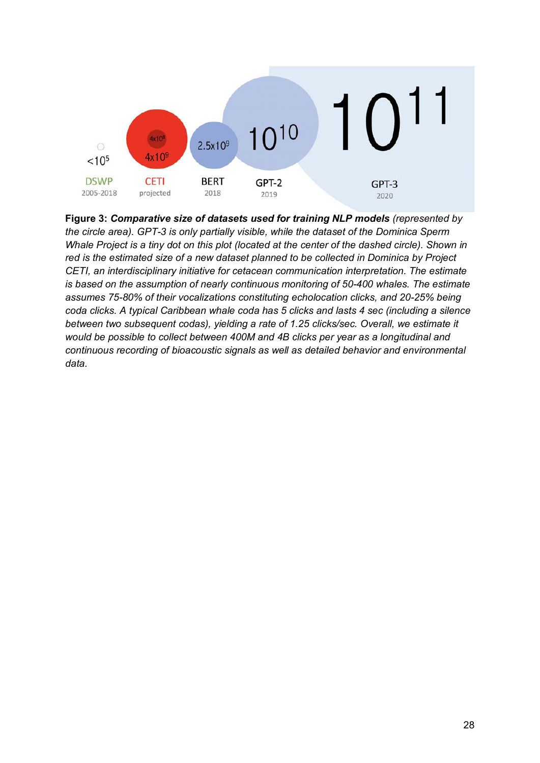**Figure 3:** ***Comparative size of datasets used for training NLP models*** *(represented by the circle area). GPT-3 is only partially visible, while the dataset of the Dominica Sperm Whale Project is a tiny dot on this plot (located at the center of the dashed circle). Shown in red is the estimated size of a new dataset planned to be collected in Dominica by Project CETI, an interdisciplinary initiative for cetacean communication interpretation. The estimate is based on the assumption of nearly continuous monitoring of 50-400 whales. The estimate assumes 75-80% of their vocalizations constituting echolocation clicks, and 20-25% being coda clicks. A typical Caribbean whale coda has 5 clicks and lasts 4 sec (including a silence between two subsequent codas), yielding a rate of 1.25 clicks/sec. Overall, we estimate it would be possible to collect between 400M and 4B clicks per year as a longitudinal and continuous recording of bioacoustic signals as well as detailed behavior and environmental data.*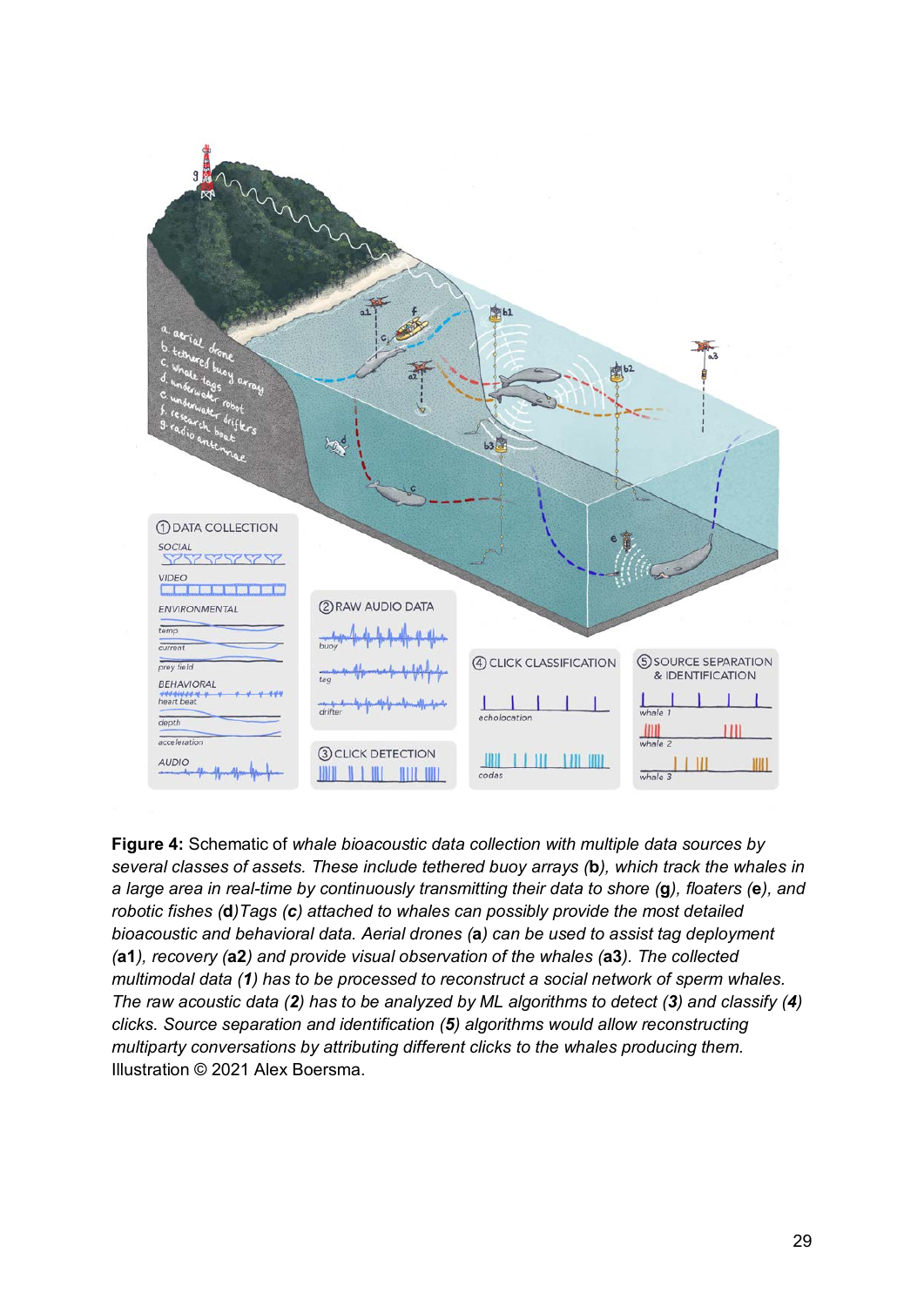**Figure 4:** Schematic of *whale bioacoustic data collection with multiple data sources by several classes of assets. These include tethered buoy arrays (***b***), which track the whales in a large area in real-time by continuously transmitting their data to shore (***g***), floaters (***e***), and robotic fishes (***d***)Tags (***c***) attached to whales can possibly provide the most detailed bioacoustic and behavioral data. Aerial drones (***a***) can be used to assist tag deployment (***a1***), recovery (***a2***) and provide visual observation of the whales (***a3***). The collected multimodal data (***1***) has to be processed to reconstruct a social network of sperm whales. The raw acoustic data (***2***) has to be analyzed by ML algorithms to detect (***3***) and classify (***4***) clicks. Source separation and identification (***5***) algorithms would allow reconstructing multiparty conversations by attributing different clicks to the whales producing them.* Illustration © 2021 Alex Boersma.